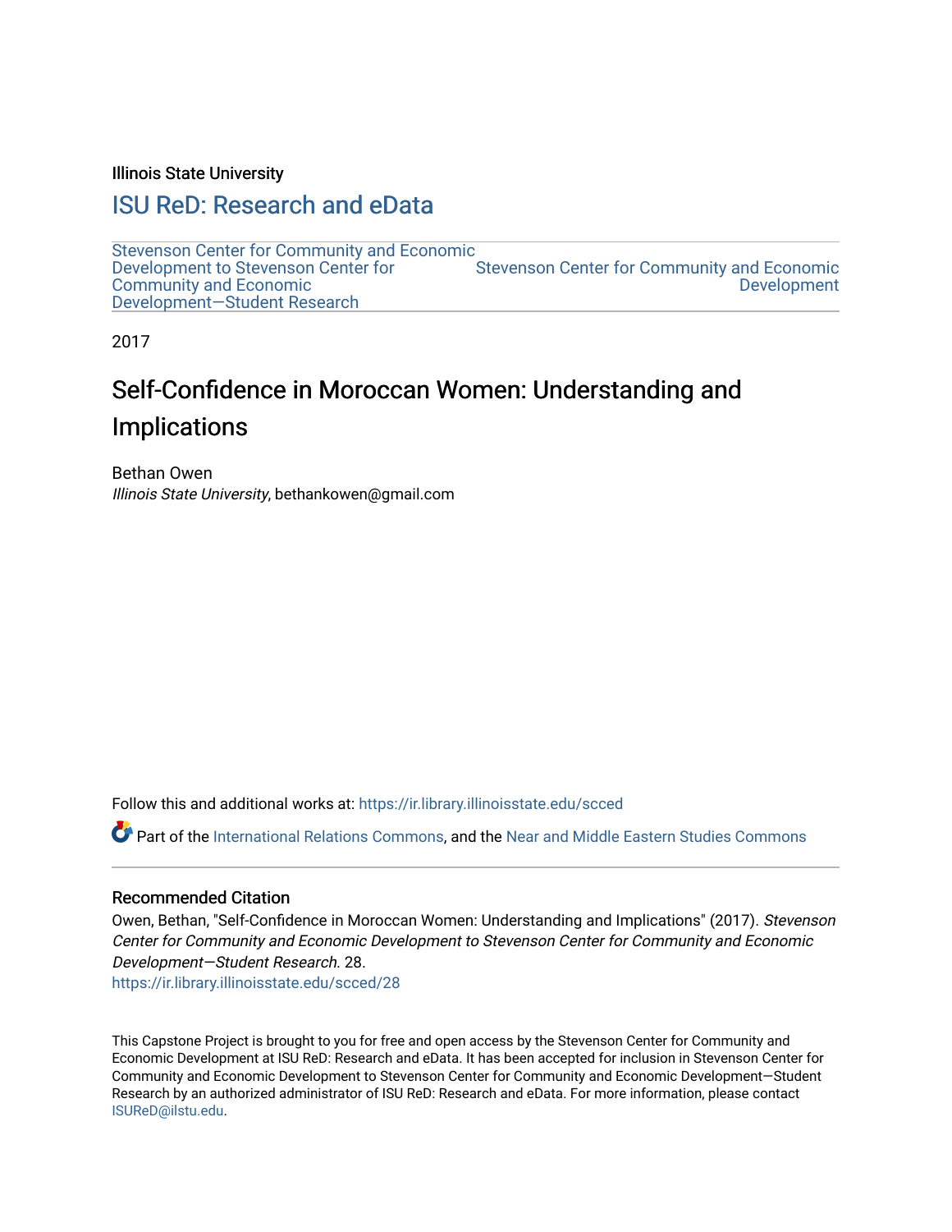Illinois State University

## ISU ReD: Research and eData

Stevenson Center for Community and Economic Development to Stevenson Center for Community and Economic Development—Student Research

Stevenson Center for Community and Economic Development

2017

# Self-Confidence in Moroccan Women: Understanding and Implications

Bethan Owen
*Illinois State University*, bethankowen@gmail.com

Follow this and additional works at: https://ir.library.illinoisstate.edu/scced

Part of the International Relations Commons, and the Near and Middle Eastern Studies Commons

### Recommended Citation

Owen, Bethan, "Self-Confidence in Moroccan Women: Understanding and Implications" (2017). *Stevenson Center for Community and Economic Development to Stevenson Center for Community and Economic Development—Student Research*. 28.
https://ir.library.illinoisstate.edu/scced/28

This Capstone Project is brought to you for free and open access by the Stevenson Center for Community and Economic Development at ISU ReD: Research and eData. It has been accepted for inclusion in Stevenson Center for Community and Economic Development to Stevenson Center for Community and Economic Development—Student Research by an authorized administrator of ISU ReD: Research and eData. For more information, please contact ISUReD@ilstu.edu.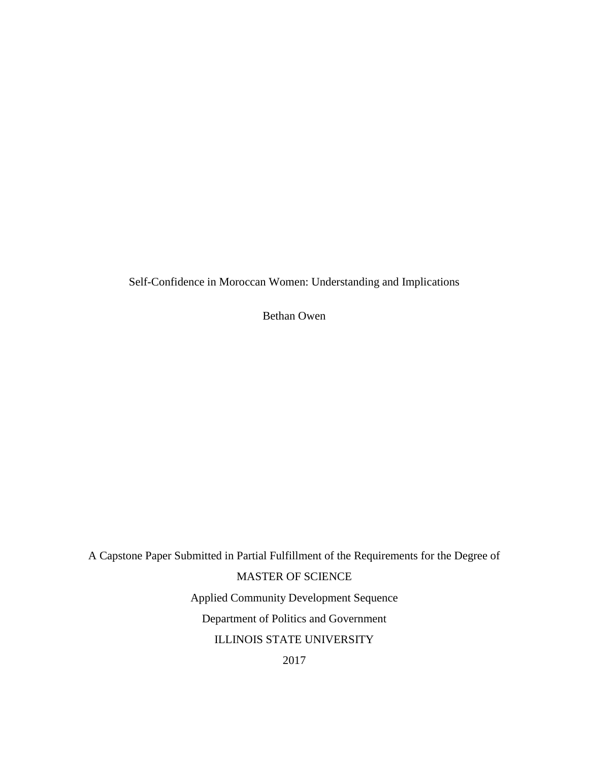# Self-Confidence in Moroccan Women: Understanding and Implications

Bethan Owen

A Capstone Paper Submitted in Partial Fulfillment of the Requirements for the Degree of

MASTER OF SCIENCE

Applied Community Development Sequence

Department of Politics and Government

ILLINOIS STATE UNIVERSITY

2017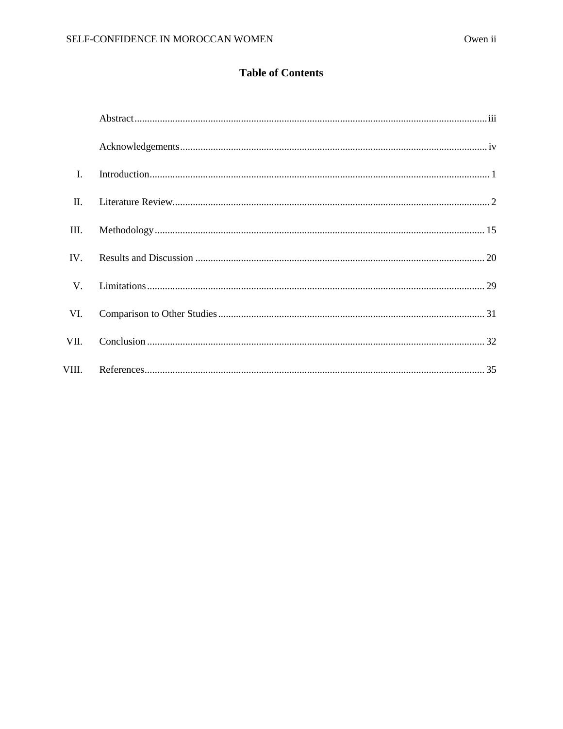# Table of Contents

Abstract ........ iii

Acknowledgements ........ iv

I. Introduction ........ 1

II. Literature Review ........ 2

III. Methodology ........ 15

IV. Results and Discussion ........ 20

V. Limitations ........ 29

VI. Comparison to Other Studies ........ 31

VII. Conclusion ........ 32

VIII. References ........ 35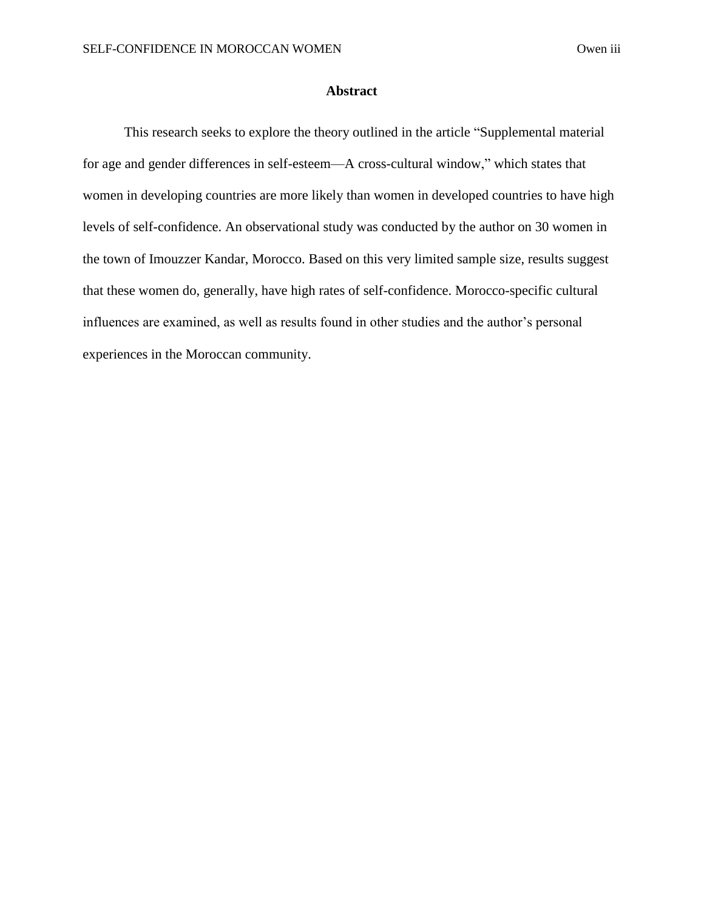# Abstract

This research seeks to explore the theory outlined in the article "Supplemental material for age and gender differences in self-esteem—A cross-cultural window," which states that women in developing countries are more likely than women in developed countries to have high levels of self-confidence. An observational study was conducted by the author on 30 women in the town of Imouzzer Kandar, Morocco. Based on this very limited sample size, results suggest that these women do, generally, have high rates of self-confidence. Morocco-specific cultural influences are examined, as well as results found in other studies and the author's personal experiences in the Moroccan community.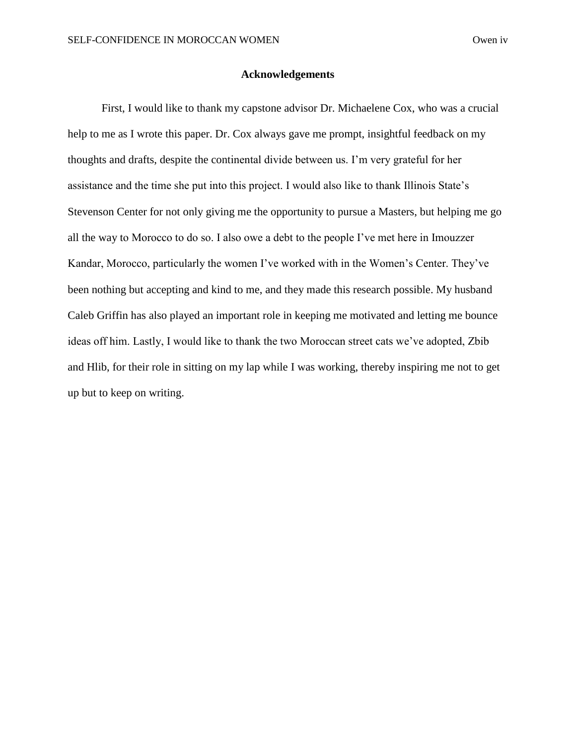## Acknowledgements

First, I would like to thank my capstone advisor Dr. Michaelene Cox, who was a crucial help to me as I wrote this paper. Dr. Cox always gave me prompt, insightful feedback on my thoughts and drafts, despite the continental divide between us. I'm very grateful for her assistance and the time she put into this project. I would also like to thank Illinois State's Stevenson Center for not only giving me the opportunity to pursue a Masters, but helping me go all the way to Morocco to do so. I also owe a debt to the people I've met here in Imouzzer Kandar, Morocco, particularly the women I've worked with in the Women's Center. They've been nothing but accepting and kind to me, and they made this research possible. My husband Caleb Griffin has also played an important role in keeping me motivated and letting me bounce ideas off him. Lastly, I would like to thank the two Moroccan street cats we've adopted, Zbib and Hlib, for their role in sitting on my lap while I was working, thereby inspiring me not to get up but to keep on writing.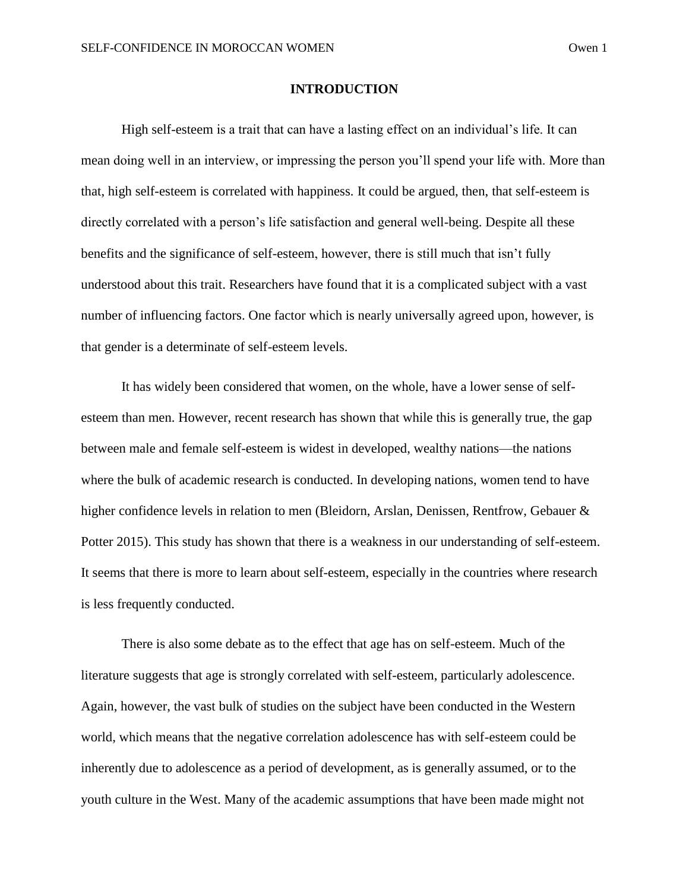# INTRODUCTION

High self-esteem is a trait that can have a lasting effect on an individual's life. It can mean doing well in an interview, or impressing the person you'll spend your life with. More than that, high self-esteem is correlated with happiness. It could be argued, then, that self-esteem is directly correlated with a person's life satisfaction and general well-being. Despite all these benefits and the significance of self-esteem, however, there is still much that isn't fully understood about this trait. Researchers have found that it is a complicated subject with a vast number of influencing factors. One factor which is nearly universally agreed upon, however, is that gender is a determinate of self-esteem levels.

It has widely been considered that women, on the whole, have a lower sense of self-esteem than men. However, recent research has shown that while this is generally true, the gap between male and female self-esteem is widest in developed, wealthy nations—the nations where the bulk of academic research is conducted. In developing nations, women tend to have higher confidence levels in relation to men (Bleidorn, Arslan, Denissen, Rentfrow, Gebauer & Potter 2015). This study has shown that there is a weakness in our understanding of self-esteem. It seems that there is more to learn about self-esteem, especially in the countries where research is less frequently conducted.

There is also some debate as to the effect that age has on self-esteem. Much of the literature suggests that age is strongly correlated with self-esteem, particularly adolescence. Again, however, the vast bulk of studies on the subject have been conducted in the Western world, which means that the negative correlation adolescence has with self-esteem could be inherently due to adolescence as a period of development, as is generally assumed, or to the youth culture in the West. Many of the academic assumptions that have been made might not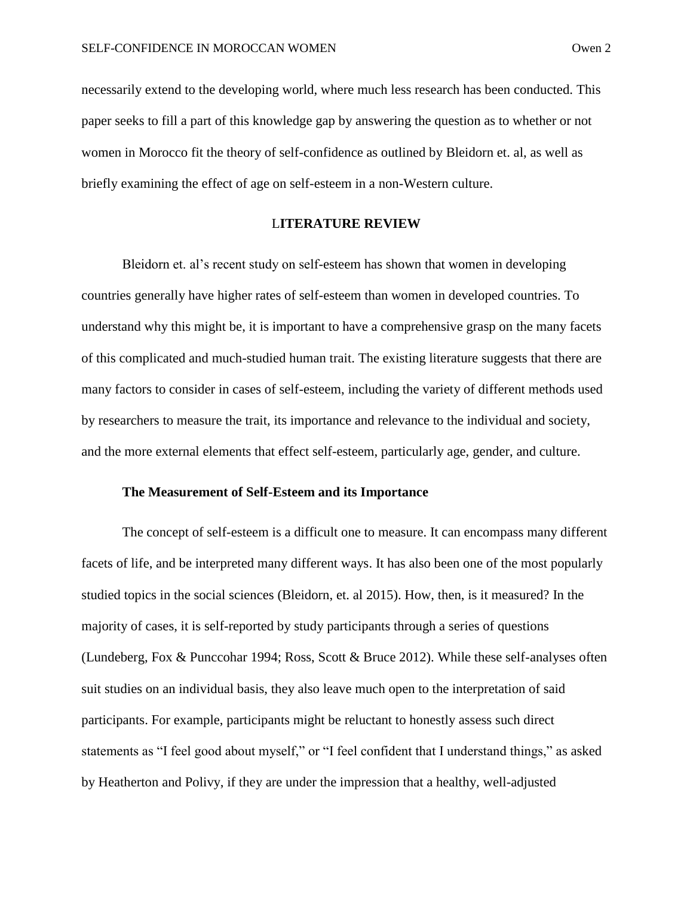necessarily extend to the developing world, where much less research has been conducted. This paper seeks to fill a part of this knowledge gap by answering the question as to whether or not women in Morocco fit the theory of self-confidence as outlined by Bleidorn et. al, as well as briefly examining the effect of age on self-esteem in a non-Western culture.

## LITERATURE REVIEW

Bleidorn et. al's recent study on self-esteem has shown that women in developing countries generally have higher rates of self-esteem than women in developed countries. To understand why this might be, it is important to have a comprehensive grasp on the many facets of this complicated and much-studied human trait. The existing literature suggests that there are many factors to consider in cases of self-esteem, including the variety of different methods used by researchers to measure the trait, its importance and relevance to the individual and society, and the more external elements that effect self-esteem, particularly age, gender, and culture.

### The Measurement of Self-Esteem and its Importance

The concept of self-esteem is a difficult one to measure. It can encompass many different facets of life, and be interpreted many different ways. It has also been one of the most popularly studied topics in the social sciences (Bleidorn, et. al 2015). How, then, is it measured? In the majority of cases, it is self-reported by study participants through a series of questions (Lundeberg, Fox & Punccohar 1994; Ross, Scott & Bruce 2012). While these self-analyses often suit studies on an individual basis, they also leave much open to the interpretation of said participants. For example, participants might be reluctant to honestly assess such direct statements as "I feel good about myself," or "I feel confident that I understand things," as asked by Heatherton and Polivy, if they are under the impression that a healthy, well-adjusted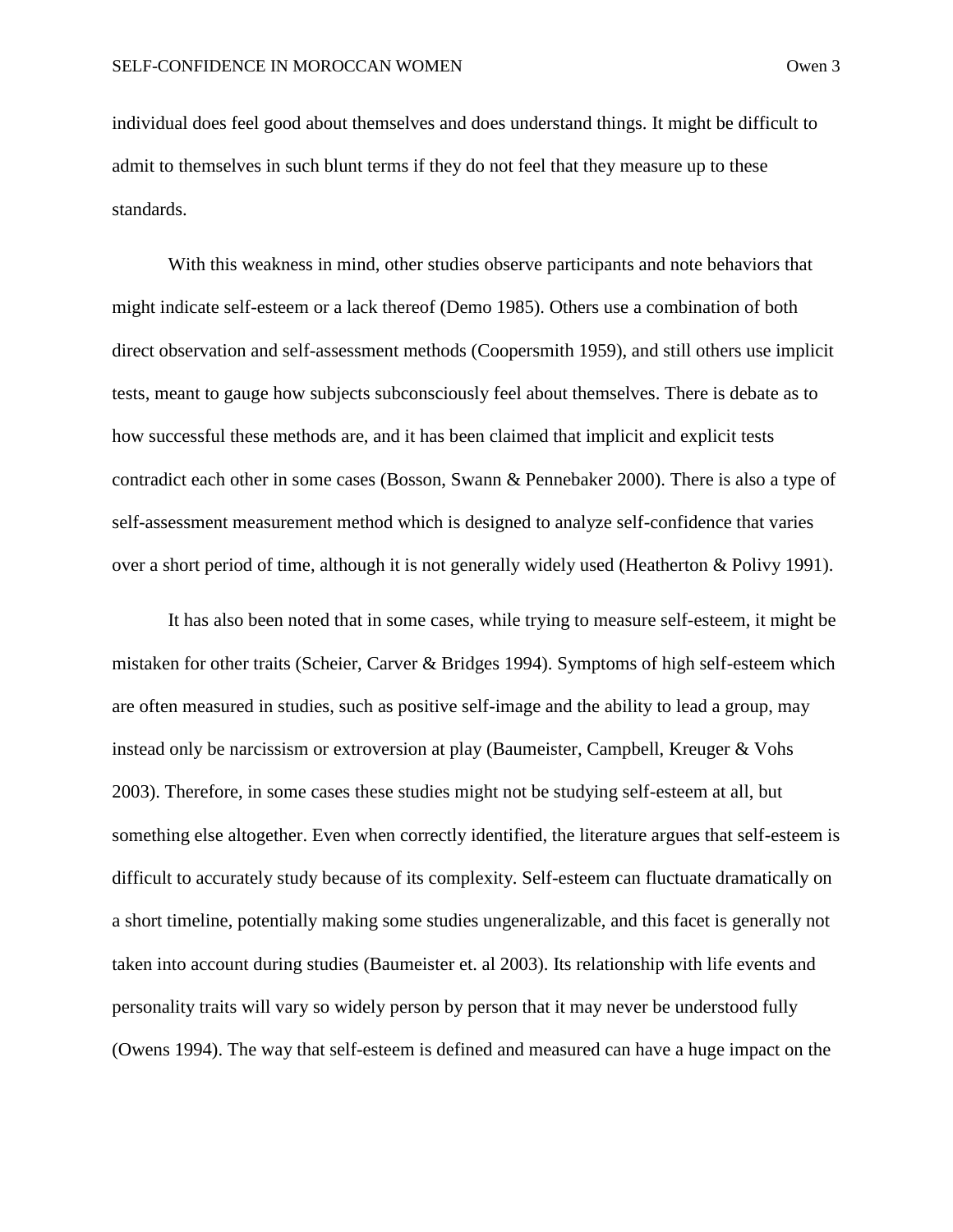individual does feel good about themselves and does understand things. It might be difficult to admit to themselves in such blunt terms if they do not feel that they measure up to these standards.

With this weakness in mind, other studies observe participants and note behaviors that might indicate self-esteem or a lack thereof (Demo 1985). Others use a combination of both direct observation and self-assessment methods (Coopersmith 1959), and still others use implicit tests, meant to gauge how subjects subconsciously feel about themselves. There is debate as to how successful these methods are, and it has been claimed that implicit and explicit tests contradict each other in some cases (Bosson, Swann & Pennebaker 2000). There is also a type of self-assessment measurement method which is designed to analyze self-confidence that varies over a short period of time, although it is not generally widely used (Heatherton & Polivy 1991).

It has also been noted that in some cases, while trying to measure self-esteem, it might be mistaken for other traits (Scheier, Carver & Bridges 1994). Symptoms of high self-esteem which are often measured in studies, such as positive self-image and the ability to lead a group, may instead only be narcissism or extroversion at play (Baumeister, Campbell, Kreuger & Vohs 2003). Therefore, in some cases these studies might not be studying self-esteem at all, but something else altogether. Even when correctly identified, the literature argues that self-esteem is difficult to accurately study because of its complexity. Self-esteem can fluctuate dramatically on a short timeline, potentially making some studies ungeneralizable, and this facet is generally not taken into account during studies (Baumeister et. al 2003). Its relationship with life events and personality traits will vary so widely person by person that it may never be understood fully (Owens 1994). The way that self-esteem is defined and measured can have a huge impact on the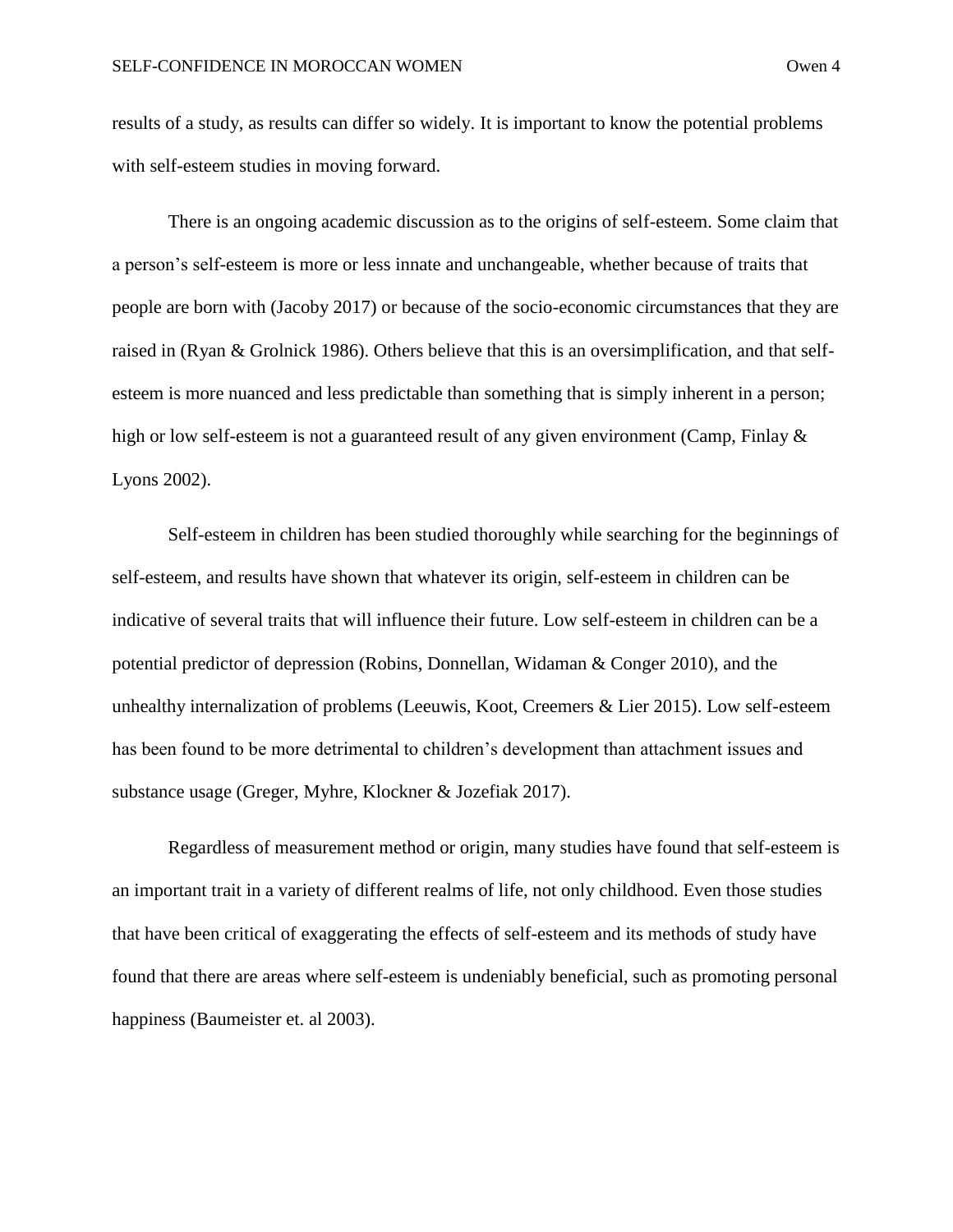results of a study, as results can differ so widely. It is important to know the potential problems with self-esteem studies in moving forward.

There is an ongoing academic discussion as to the origins of self-esteem. Some claim that a person's self-esteem is more or less innate and unchangeable, whether because of traits that people are born with (Jacoby 2017) or because of the socio-economic circumstances that they are raised in (Ryan & Grolnick 1986). Others believe that this is an oversimplification, and that self-esteem is more nuanced and less predictable than something that is simply inherent in a person; high or low self-esteem is not a guaranteed result of any given environment (Camp, Finlay & Lyons 2002).

Self-esteem in children has been studied thoroughly while searching for the beginnings of self-esteem, and results have shown that whatever its origin, self-esteem in children can be indicative of several traits that will influence their future. Low self-esteem in children can be a potential predictor of depression (Robins, Donnellan, Widaman & Conger 2010), and the unhealthy internalization of problems (Leeuwis, Koot, Creemers & Lier 2015). Low self-esteem has been found to be more detrimental to children's development than attachment issues and substance usage (Greger, Myhre, Klockner & Jozefiak 2017).

Regardless of measurement method or origin, many studies have found that self-esteem is an important trait in a variety of different realms of life, not only childhood. Even those studies that have been critical of exaggerating the effects of self-esteem and its methods of study have found that there are areas where self-esteem is undeniably beneficial, such as promoting personal happiness (Baumeister et. al 2003).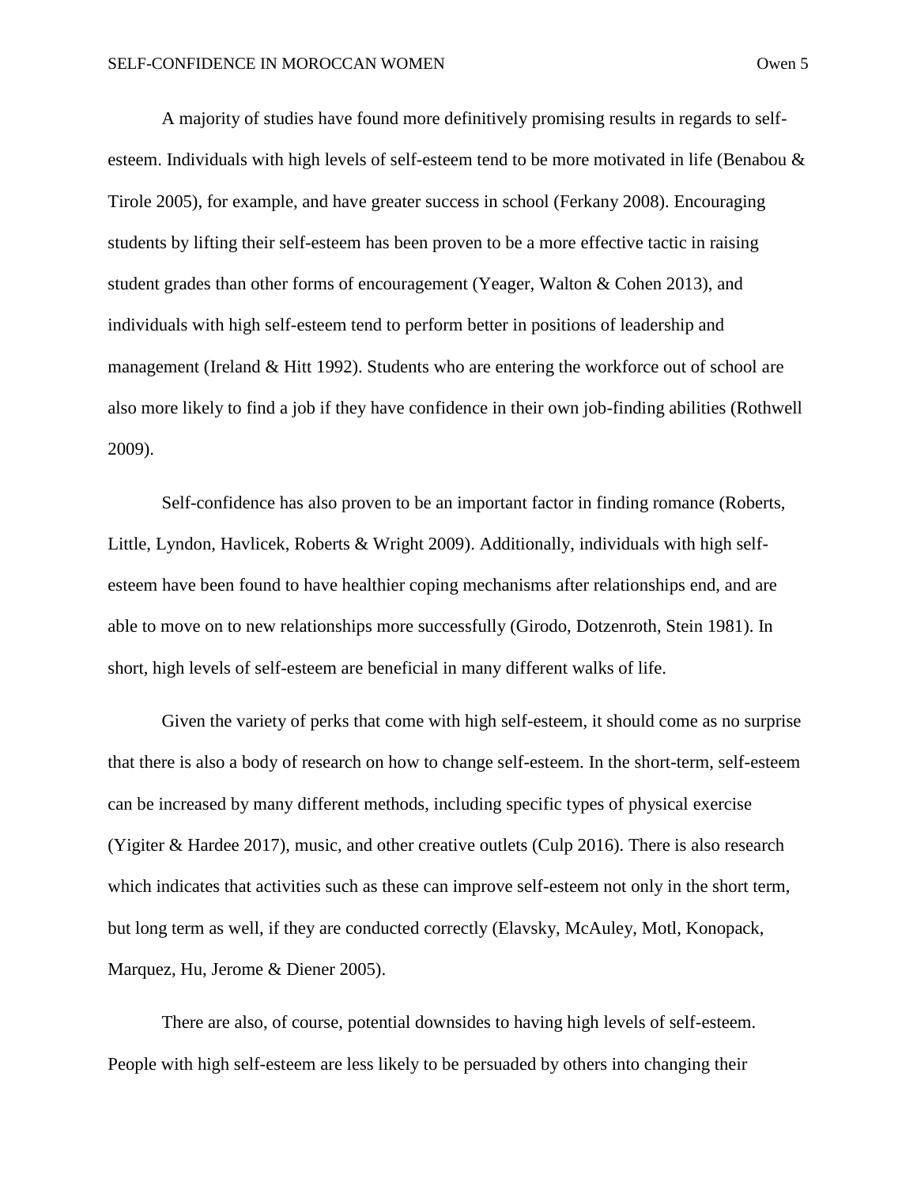A majority of studies have found more definitively promising results in regards to self-esteem. Individuals with high levels of self-esteem tend to be more motivated in life (Benabou & Tirole 2005), for example, and have greater success in school (Ferkany 2008). Encouraging students by lifting their self-esteem has been proven to be a more effective tactic in raising student grades than other forms of encouragement (Yeager, Walton & Cohen 2013), and individuals with high self-esteem tend to perform better in positions of leadership and management (Ireland & Hitt 1992). Students who are entering the workforce out of school are also more likely to find a job if they have confidence in their own job-finding abilities (Rothwell 2009).

Self-confidence has also proven to be an important factor in finding romance (Roberts, Little, Lyndon, Havlicek, Roberts & Wright 2009). Additionally, individuals with high self-esteem have been found to have healthier coping mechanisms after relationships end, and are able to move on to new relationships more successfully (Girodo, Dotzenroth, Stein 1981). In short, high levels of self-esteem are beneficial in many different walks of life.

Given the variety of perks that come with high self-esteem, it should come as no surprise that there is also a body of research on how to change self-esteem. In the short-term, self-esteem can be increased by many different methods, including specific types of physical exercise (Yigiter & Hardee 2017), music, and other creative outlets (Culp 2016). There is also research which indicates that activities such as these can improve self-esteem not only in the short term, but long term as well, if they are conducted correctly (Elavsky, McAuley, Motl, Konopack, Marquez, Hu, Jerome & Diener 2005).

There are also, of course, potential downsides to having high levels of self-esteem. People with high self-esteem are less likely to be persuaded by others into changing their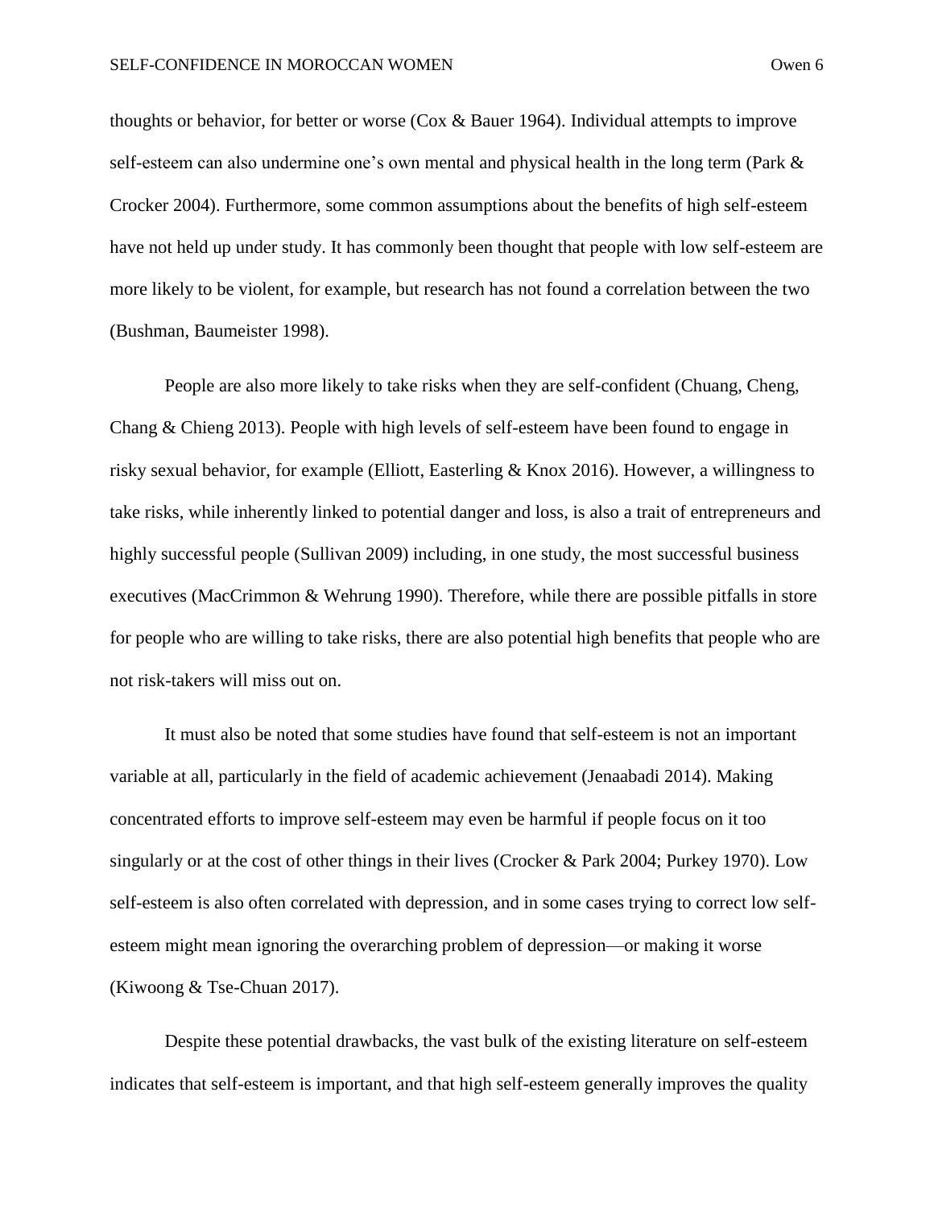thoughts or behavior, for better or worse (Cox & Bauer 1964). Individual attempts to improve self-esteem can also undermine one's own mental and physical health in the long term (Park & Crocker 2004). Furthermore, some common assumptions about the benefits of high self-esteem have not held up under study. It has commonly been thought that people with low self-esteem are more likely to be violent, for example, but research has not found a correlation between the two (Bushman, Baumeister 1998).

People are also more likely to take risks when they are self-confident (Chuang, Cheng, Chang & Chieng 2013). People with high levels of self-esteem have been found to engage in risky sexual behavior, for example (Elliott, Easterling & Knox 2016). However, a willingness to take risks, while inherently linked to potential danger and loss, is also a trait of entrepreneurs and highly successful people (Sullivan 2009) including, in one study, the most successful business executives (MacCrimmon & Wehrung 1990). Therefore, while there are possible pitfalls in store for people who are willing to take risks, there are also potential high benefits that people who are not risk-takers will miss out on.

It must also be noted that some studies have found that self-esteem is not an important variable at all, particularly in the field of academic achievement (Jenaabadi 2014). Making concentrated efforts to improve self-esteem may even be harmful if people focus on it too singularly or at the cost of other things in their lives (Crocker & Park 2004; Purkey 1970). Low self-esteem is also often correlated with depression, and in some cases trying to correct low self-esteem might mean ignoring the overarching problem of depression—or making it worse (Kiwoong & Tse-Chuan 2017).

Despite these potential drawbacks, the vast bulk of the existing literature on self-esteem indicates that self-esteem is important, and that high self-esteem generally improves the quality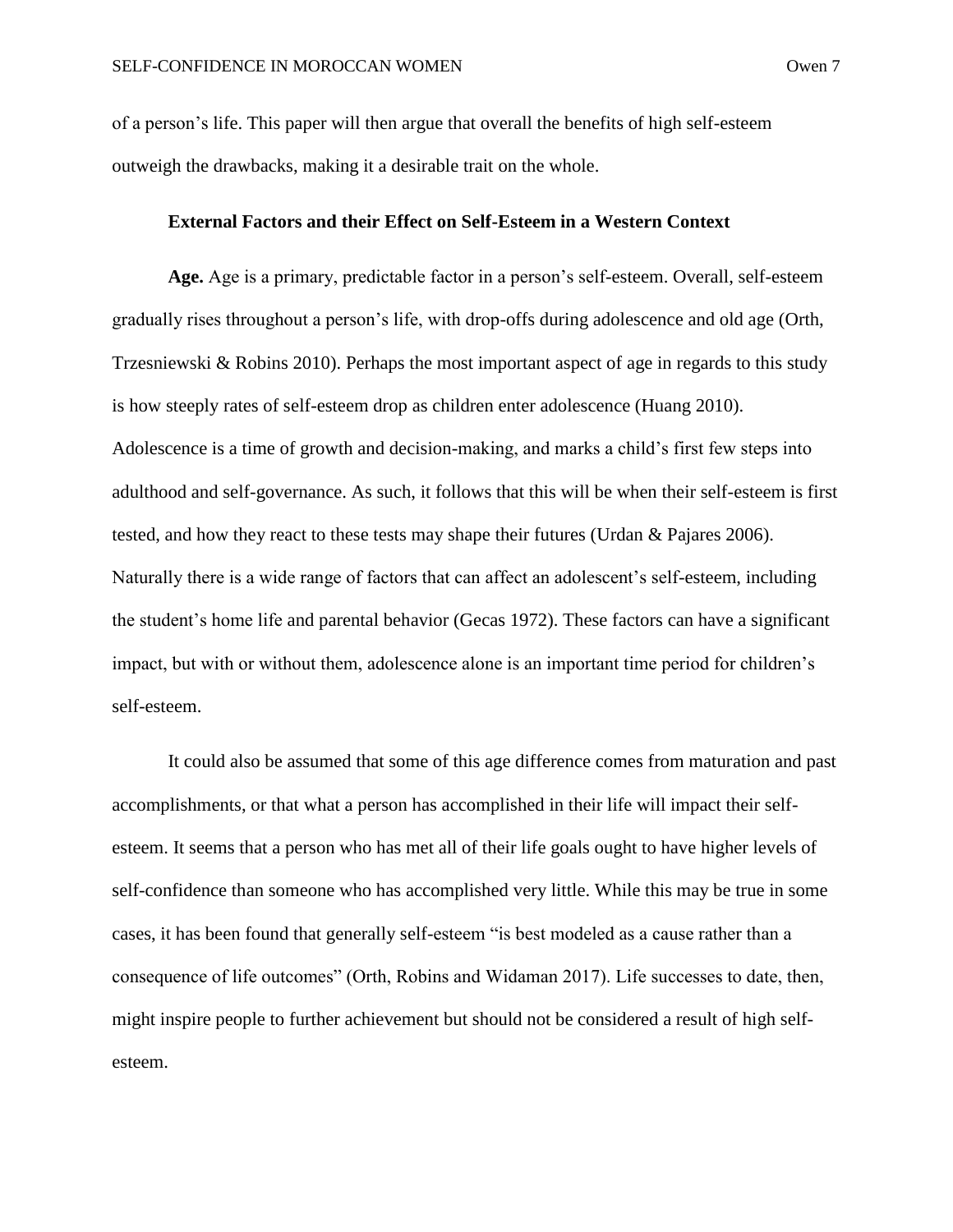of a person's life. This paper will then argue that overall the benefits of high self-esteem outweigh the drawbacks, making it a desirable trait on the whole.

## External Factors and their Effect on Self-Esteem in a Western Context

**Age.** Age is a primary, predictable factor in a person's self-esteem. Overall, self-esteem gradually rises throughout a person's life, with drop-offs during adolescence and old age (Orth, Trzesniewski & Robins 2010). Perhaps the most important aspect of age in regards to this study is how steeply rates of self-esteem drop as children enter adolescence (Huang 2010). Adolescence is a time of growth and decision-making, and marks a child's first few steps into adulthood and self-governance. As such, it follows that this will be when their self-esteem is first tested, and how they react to these tests may shape their futures (Urdan & Pajares 2006). Naturally there is a wide range of factors that can affect an adolescent's self-esteem, including the student's home life and parental behavior (Gecas 1972). These factors can have a significant impact, but with or without them, adolescence alone is an important time period for children's self-esteem.

It could also be assumed that some of this age difference comes from maturation and past accomplishments, or that what a person has accomplished in their life will impact their self-esteem. It seems that a person who has met all of their life goals ought to have higher levels of self-confidence than someone who has accomplished very little. While this may be true in some cases, it has been found that generally self-esteem "is best modeled as a cause rather than a consequence of life outcomes" (Orth, Robins and Widaman 2017). Life successes to date, then, might inspire people to further achievement but should not be considered a result of high self-esteem.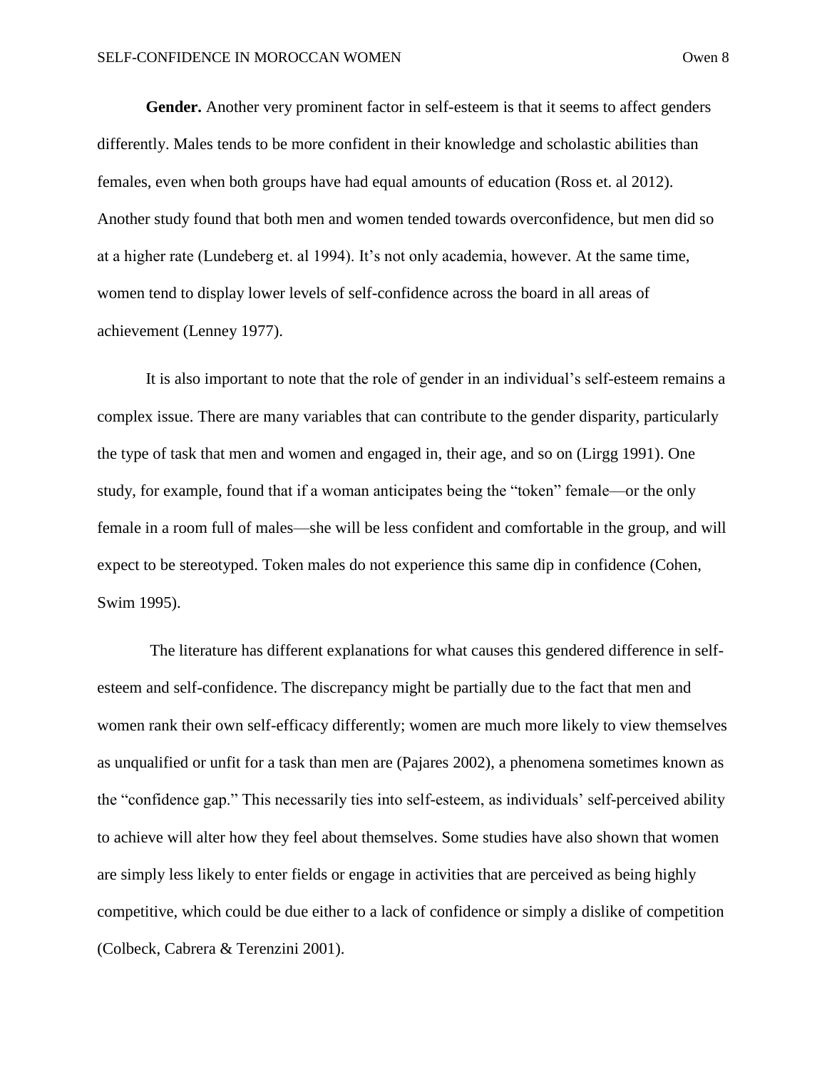**Gender.** Another very prominent factor in self-esteem is that it seems to affect genders differently. Males tends to be more confident in their knowledge and scholastic abilities than females, even when both groups have had equal amounts of education (Ross et. al 2012). Another study found that both men and women tended towards overconfidence, but men did so at a higher rate (Lundeberg et. al 1994). It's not only academia, however. At the same time, women tend to display lower levels of self-confidence across the board in all areas of achievement (Lenney 1977).

It is also important to note that the role of gender in an individual's self-esteem remains a complex issue. There are many variables that can contribute to the gender disparity, particularly the type of task that men and women and engaged in, their age, and so on (Lirgg 1991). One study, for example, found that if a woman anticipates being the "token" female—or the only female in a room full of males—she will be less confident and comfortable in the group, and will expect to be stereotyped. Token males do not experience this same dip in confidence (Cohen, Swim 1995).

The literature has different explanations for what causes this gendered difference in self-esteem and self-confidence. The discrepancy might be partially due to the fact that men and women rank their own self-efficacy differently; women are much more likely to view themselves as unqualified or unfit for a task than men are (Pajares 2002), a phenomena sometimes known as the "confidence gap." This necessarily ties into self-esteem, as individuals' self-perceived ability to achieve will alter how they feel about themselves. Some studies have also shown that women are simply less likely to enter fields or engage in activities that are perceived as being highly competitive, which could be due either to a lack of confidence or simply a dislike of competition (Colbeck, Cabrera & Terenzini 2001).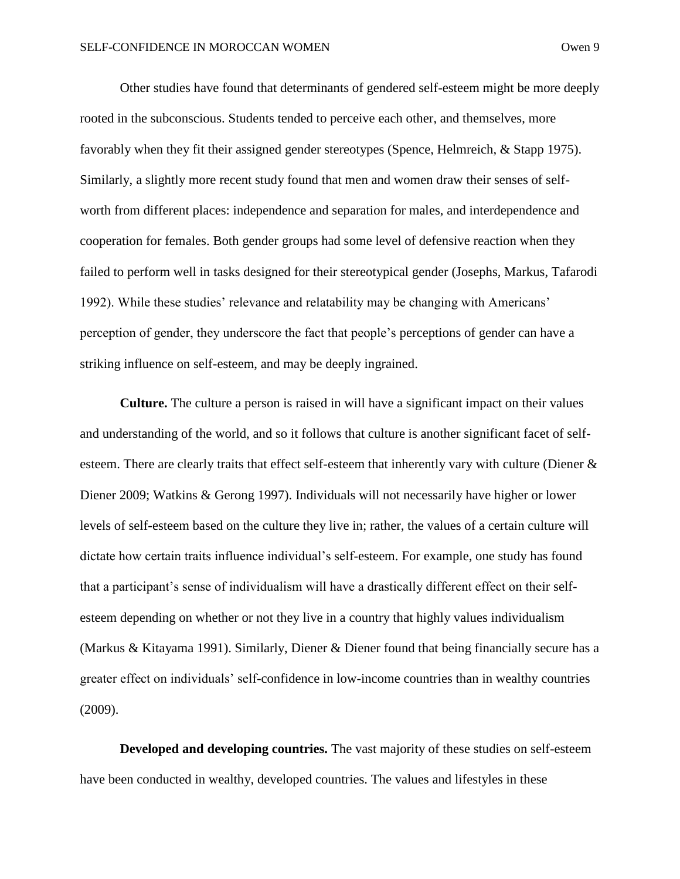Other studies have found that determinants of gendered self-esteem might be more deeply rooted in the subconscious. Students tended to perceive each other, and themselves, more favorably when they fit their assigned gender stereotypes (Spence, Helmreich, & Stapp 1975). Similarly, a slightly more recent study found that men and women draw their senses of self-worth from different places: independence and separation for males, and interdependence and cooperation for females. Both gender groups had some level of defensive reaction when they failed to perform well in tasks designed for their stereotypical gender (Josephs, Markus, Tafarodi 1992). While these studies' relevance and relatability may be changing with Americans' perception of gender, they underscore the fact that people's perceptions of gender can have a striking influence on self-esteem, and may be deeply ingrained.

**Culture.** The culture a person is raised in will have a significant impact on their values and understanding of the world, and so it follows that culture is another significant facet of self-esteem. There are clearly traits that effect self-esteem that inherently vary with culture (Diener & Diener 2009; Watkins & Gerong 1997). Individuals will not necessarily have higher or lower levels of self-esteem based on the culture they live in; rather, the values of a certain culture will dictate how certain traits influence individual's self-esteem. For example, one study has found that a participant's sense of individualism will have a drastically different effect on their self-esteem depending on whether or not they live in a country that highly values individualism (Markus & Kitayama 1991). Similarly, Diener & Diener found that being financially secure has a greater effect on individuals' self-confidence in low-income countries than in wealthy countries (2009).

**Developed and developing countries.** The vast majority of these studies on self-esteem have been conducted in wealthy, developed countries. The values and lifestyles in these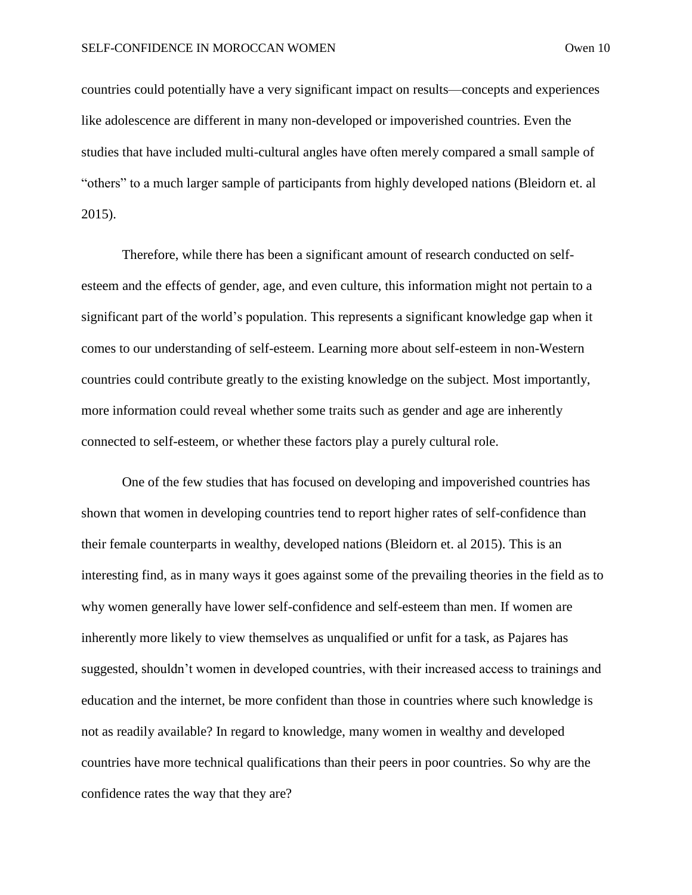countries could potentially have a very significant impact on results—concepts and experiences like adolescence are different in many non-developed or impoverished countries. Even the studies that have included multi-cultural angles have often merely compared a small sample of "others" to a much larger sample of participants from highly developed nations (Bleidorn et. al 2015).

Therefore, while there has been a significant amount of research conducted on self-esteem and the effects of gender, age, and even culture, this information might not pertain to a significant part of the world's population. This represents a significant knowledge gap when it comes to our understanding of self-esteem. Learning more about self-esteem in non-Western countries could contribute greatly to the existing knowledge on the subject. Most importantly, more information could reveal whether some traits such as gender and age are inherently connected to self-esteem, or whether these factors play a purely cultural role.

One of the few studies that has focused on developing and impoverished countries has shown that women in developing countries tend to report higher rates of self-confidence than their female counterparts in wealthy, developed nations (Bleidorn et. al 2015). This is an interesting find, as in many ways it goes against some of the prevailing theories in the field as to why women generally have lower self-confidence and self-esteem than men. If women are inherently more likely to view themselves as unqualified or unfit for a task, as Pajares has suggested, shouldn't women in developed countries, with their increased access to trainings and education and the internet, be more confident than those in countries where such knowledge is not as readily available? In regard to knowledge, many women in wealthy and developed countries have more technical qualifications than their peers in poor countries. So why are the confidence rates the way that they are?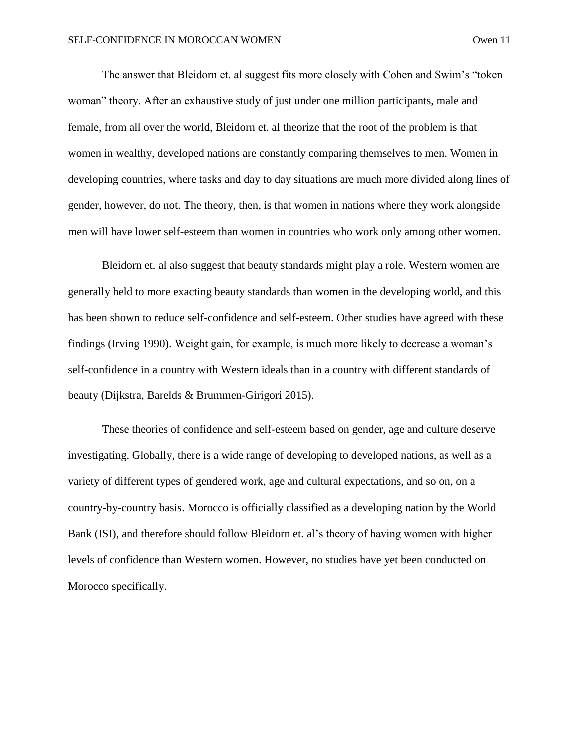The answer that Bleidorn et. al suggest fits more closely with Cohen and Swim's "token woman" theory. After an exhaustive study of just under one million participants, male and female, from all over the world, Bleidorn et. al theorize that the root of the problem is that women in wealthy, developed nations are constantly comparing themselves to men. Women in developing countries, where tasks and day to day situations are much more divided along lines of gender, however, do not. The theory, then, is that women in nations where they work alongside men will have lower self-esteem than women in countries who work only among other women.

Bleidorn et. al also suggest that beauty standards might play a role. Western women are generally held to more exacting beauty standards than women in the developing world, and this has been shown to reduce self-confidence and self-esteem. Other studies have agreed with these findings (Irving 1990). Weight gain, for example, is much more likely to decrease a woman's self-confidence in a country with Western ideals than in a country with different standards of beauty (Dijkstra, Barelds & Brummen-Girigori 2015).

These theories of confidence and self-esteem based on gender, age and culture deserve investigating. Globally, there is a wide range of developing to developed nations, as well as a variety of different types of gendered work, age and cultural expectations, and so on, on a country-by-country basis. Morocco is officially classified as a developing nation by the World Bank (ISI), and therefore should follow Bleidorn et. al's theory of having women with higher levels of confidence than Western women. However, no studies have yet been conducted on Morocco specifically.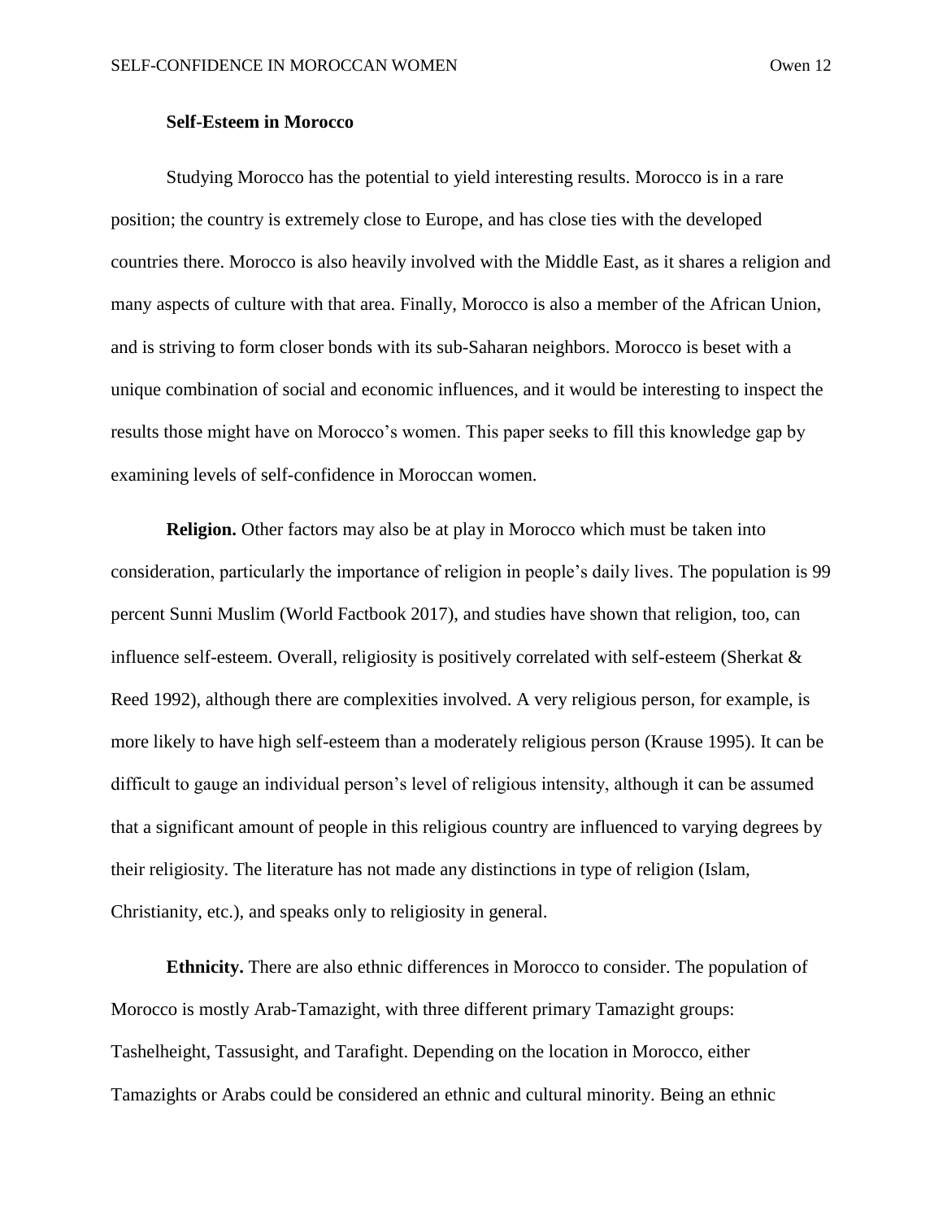## Self-Esteem in Morocco

Studying Morocco has the potential to yield interesting results. Morocco is in a rare position; the country is extremely close to Europe, and has close ties with the developed countries there. Morocco is also heavily involved with the Middle East, as it shares a religion and many aspects of culture with that area. Finally, Morocco is also a member of the African Union, and is striving to form closer bonds with its sub-Saharan neighbors. Morocco is beset with a unique combination of social and economic influences, and it would be interesting to inspect the results those might have on Morocco's women. This paper seeks to fill this knowledge gap by examining levels of self-confidence in Moroccan women.

**Religion.** Other factors may also be at play in Morocco which must be taken into consideration, particularly the importance of religion in people's daily lives. The population is 99 percent Sunni Muslim (World Factbook 2017), and studies have shown that religion, too, can influence self-esteem. Overall, religiosity is positively correlated with self-esteem (Sherkat & Reed 1992), although there are complexities involved. A very religious person, for example, is more likely to have high self-esteem than a moderately religious person (Krause 1995). It can be difficult to gauge an individual person's level of religious intensity, although it can be assumed that a significant amount of people in this religious country are influenced to varying degrees by their religiosity. The literature has not made any distinctions in type of religion (Islam, Christianity, etc.), and speaks only to religiosity in general.

**Ethnicity.** There are also ethnic differences in Morocco to consider. The population of Morocco is mostly Arab-Tamazight, with three different primary Tamazight groups: Tashelheight, Tassusight, and Tarafight. Depending on the location in Morocco, either Tamazights or Arabs could be considered an ethnic and cultural minority. Being an ethnic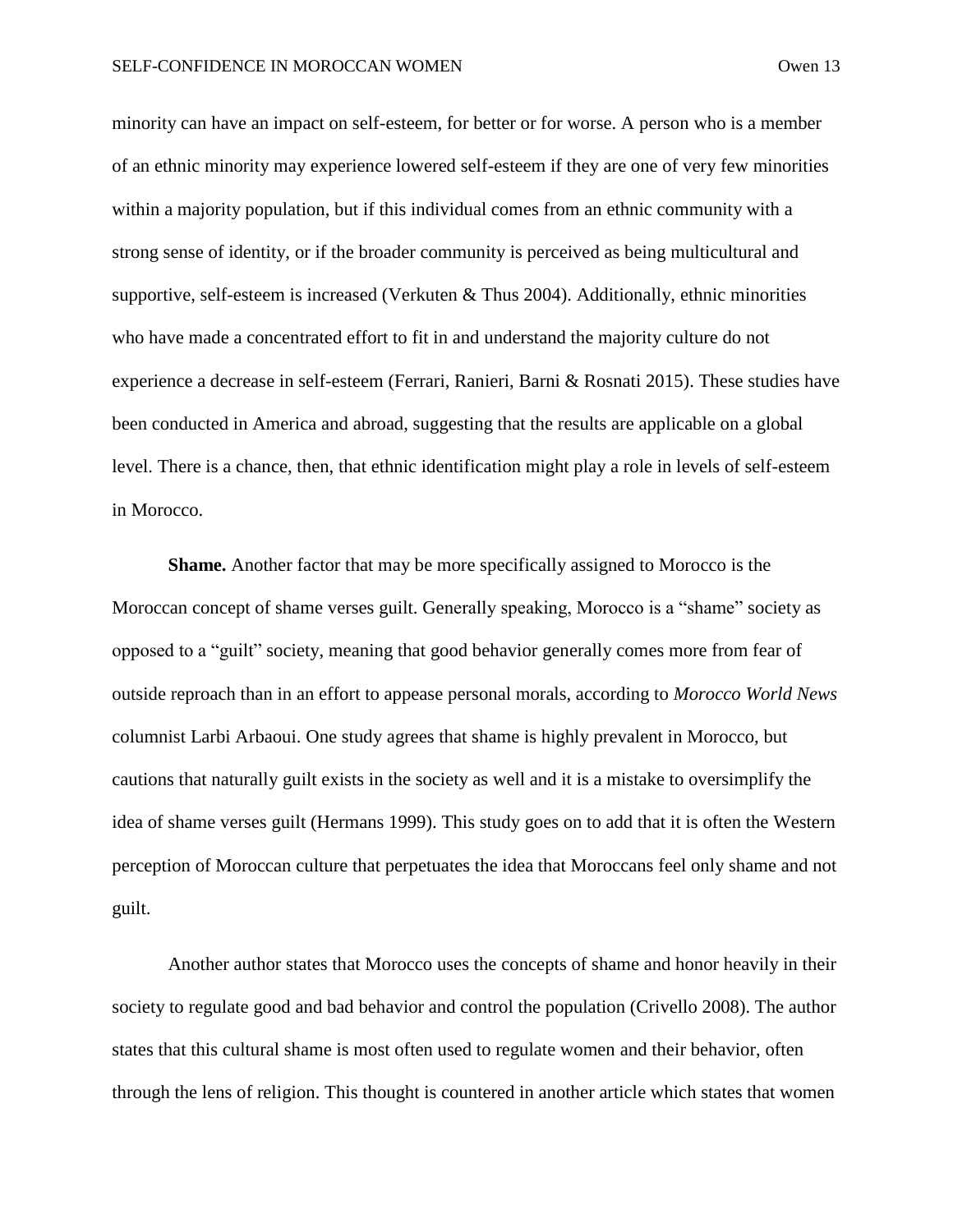minority can have an impact on self-esteem, for better or for worse. A person who is a member of an ethnic minority may experience lowered self-esteem if they are one of very few minorities within a majority population, but if this individual comes from an ethnic community with a strong sense of identity, or if the broader community is perceived as being multicultural and supportive, self-esteem is increased (Verkuten & Thus 2004). Additionally, ethnic minorities who have made a concentrated effort to fit in and understand the majority culture do not experience a decrease in self-esteem (Ferrari, Ranieri, Barni & Rosnati 2015). These studies have been conducted in America and abroad, suggesting that the results are applicable on a global level. There is a chance, then, that ethnic identification might play a role in levels of self-esteem in Morocco.

**Shame.** Another factor that may be more specifically assigned to Morocco is the Moroccan concept of shame verses guilt. Generally speaking, Morocco is a "shame" society as opposed to a "guilt" society, meaning that good behavior generally comes more from fear of outside reproach than in an effort to appease personal morals, according to *Morocco World News* columnist Larbi Arbaoui. One study agrees that shame is highly prevalent in Morocco, but cautions that naturally guilt exists in the society as well and it is a mistake to oversimplify the idea of shame verses guilt (Hermans 1999). This study goes on to add that it is often the Western perception of Moroccan culture that perpetuates the idea that Moroccans feel only shame and not guilt.

Another author states that Morocco uses the concepts of shame and honor heavily in their society to regulate good and bad behavior and control the population (Crivello 2008). The author states that this cultural shame is most often used to regulate women and their behavior, often through the lens of religion. This thought is countered in another article which states that women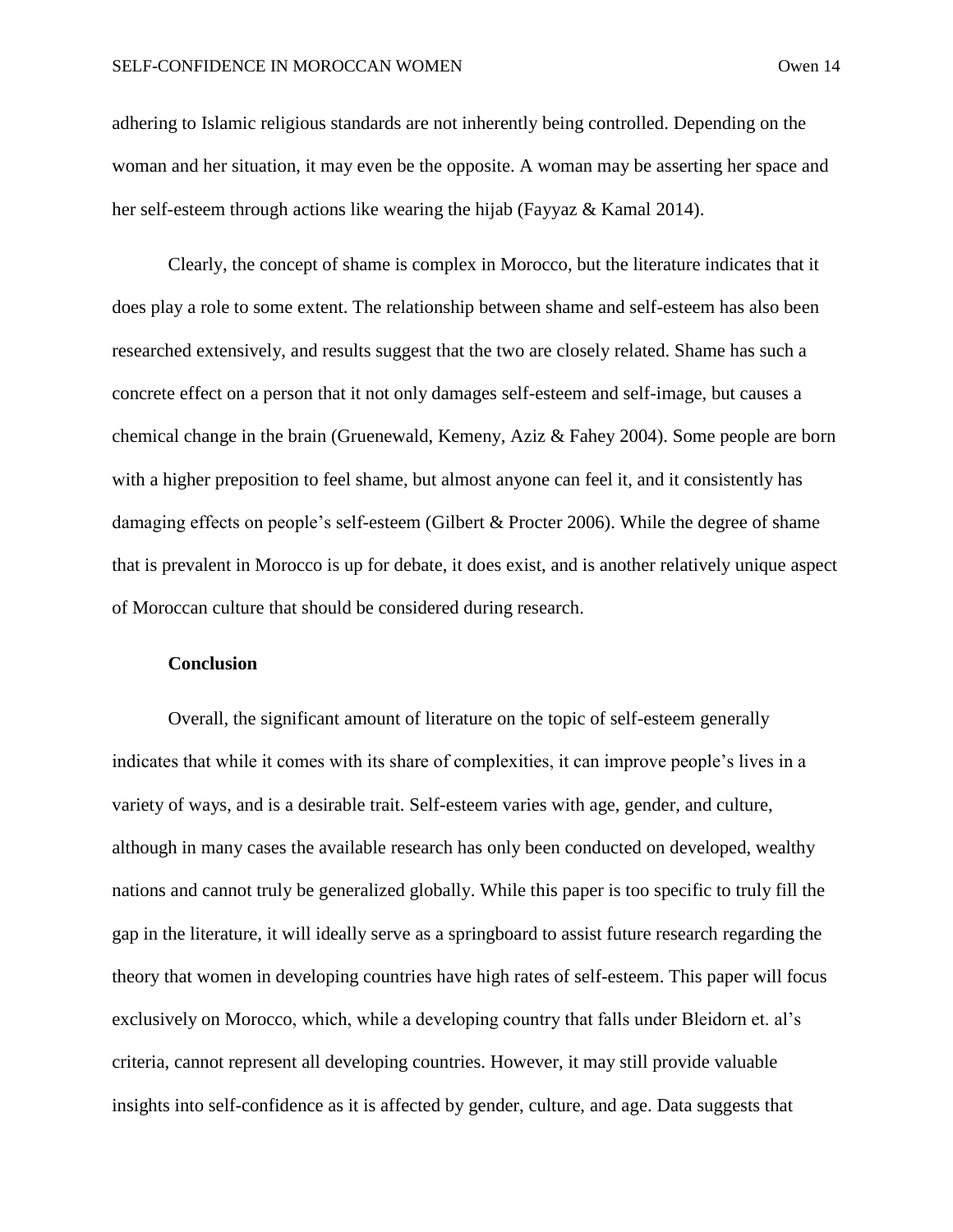adhering to Islamic religious standards are not inherently being controlled. Depending on the woman and her situation, it may even be the opposite. A woman may be asserting her space and her self-esteem through actions like wearing the hijab (Fayyaz & Kamal 2014).

Clearly, the concept of shame is complex in Morocco, but the literature indicates that it does play a role to some extent. The relationship between shame and self-esteem has also been researched extensively, and results suggest that the two are closely related. Shame has such a concrete effect on a person that it not only damages self-esteem and self-image, but causes a chemical change in the brain (Gruenewald, Kemeny, Aziz & Fahey 2004). Some people are born with a higher preposition to feel shame, but almost anyone can feel it, and it consistently has damaging effects on people's self-esteem (Gilbert & Procter 2006). While the degree of shame that is prevalent in Morocco is up for debate, it does exist, and is another relatively unique aspect of Moroccan culture that should be considered during research.

**Conclusion**

Overall, the significant amount of literature on the topic of self-esteem generally indicates that while it comes with its share of complexities, it can improve people's lives in a variety of ways, and is a desirable trait. Self-esteem varies with age, gender, and culture, although in many cases the available research has only been conducted on developed, wealthy nations and cannot truly be generalized globally. While this paper is too specific to truly fill the gap in the literature, it will ideally serve as a springboard to assist future research regarding the theory that women in developing countries have high rates of self-esteem. This paper will focus exclusively on Morocco, which, while a developing country that falls under Bleidorn et. al's criteria, cannot represent all developing countries. However, it may still provide valuable insights into self-confidence as it is affected by gender, culture, and age. Data suggests that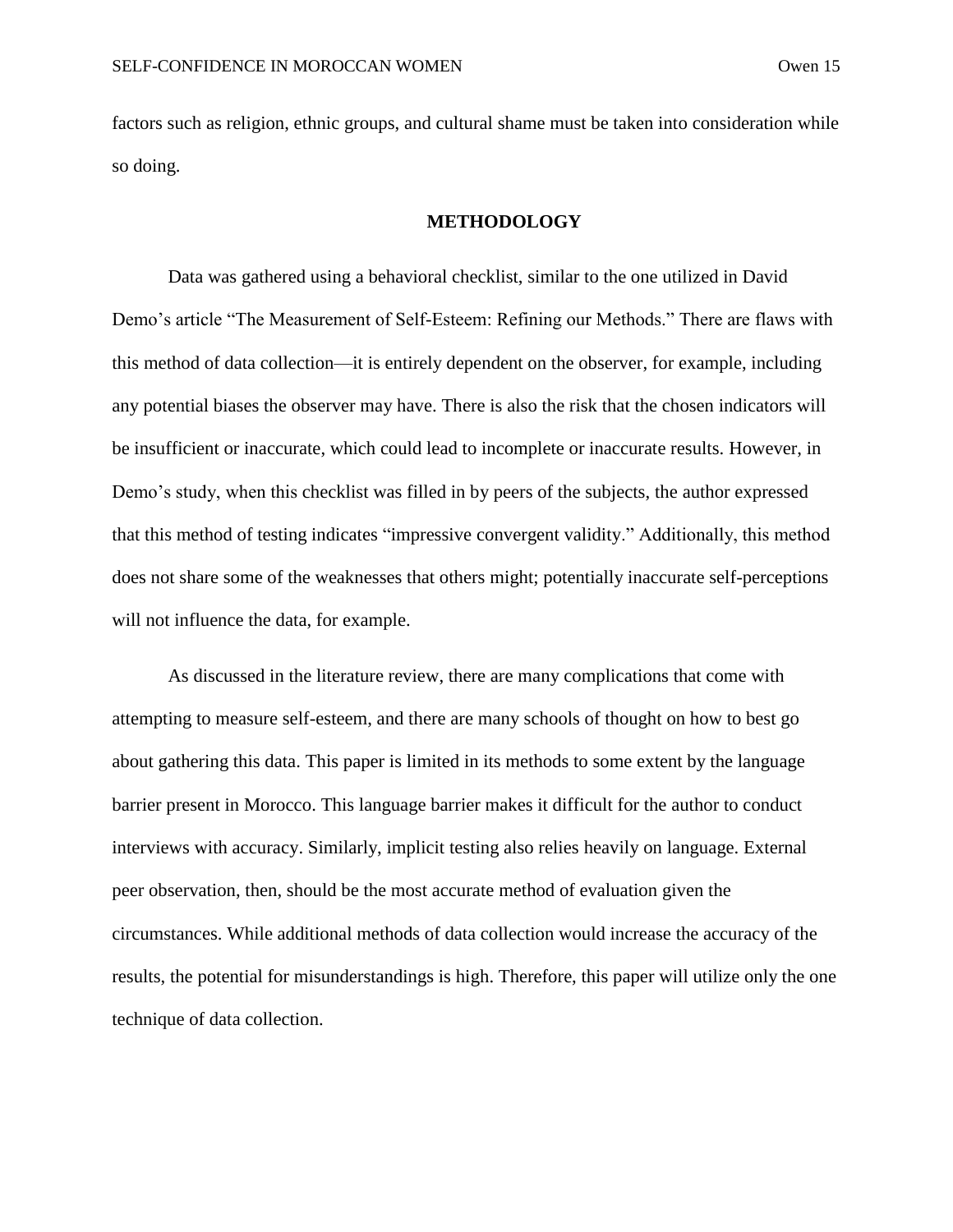factors such as religion, ethnic groups, and cultural shame must be taken into consideration while so doing.

## METHODOLOGY

Data was gathered using a behavioral checklist, similar to the one utilized in David Demo's article "The Measurement of Self-Esteem: Refining our Methods." There are flaws with this method of data collection—it is entirely dependent on the observer, for example, including any potential biases the observer may have. There is also the risk that the chosen indicators will be insufficient or inaccurate, which could lead to incomplete or inaccurate results. However, in Demo's study, when this checklist was filled in by peers of the subjects, the author expressed that this method of testing indicates "impressive convergent validity." Additionally, this method does not share some of the weaknesses that others might; potentially inaccurate self-perceptions will not influence the data, for example.

As discussed in the literature review, there are many complications that come with attempting to measure self-esteem, and there are many schools of thought on how to best go about gathering this data. This paper is limited in its methods to some extent by the language barrier present in Morocco. This language barrier makes it difficult for the author to conduct interviews with accuracy. Similarly, implicit testing also relies heavily on language. External peer observation, then, should be the most accurate method of evaluation given the circumstances. While additional methods of data collection would increase the accuracy of the results, the potential for misunderstandings is high. Therefore, this paper will utilize only the one technique of data collection.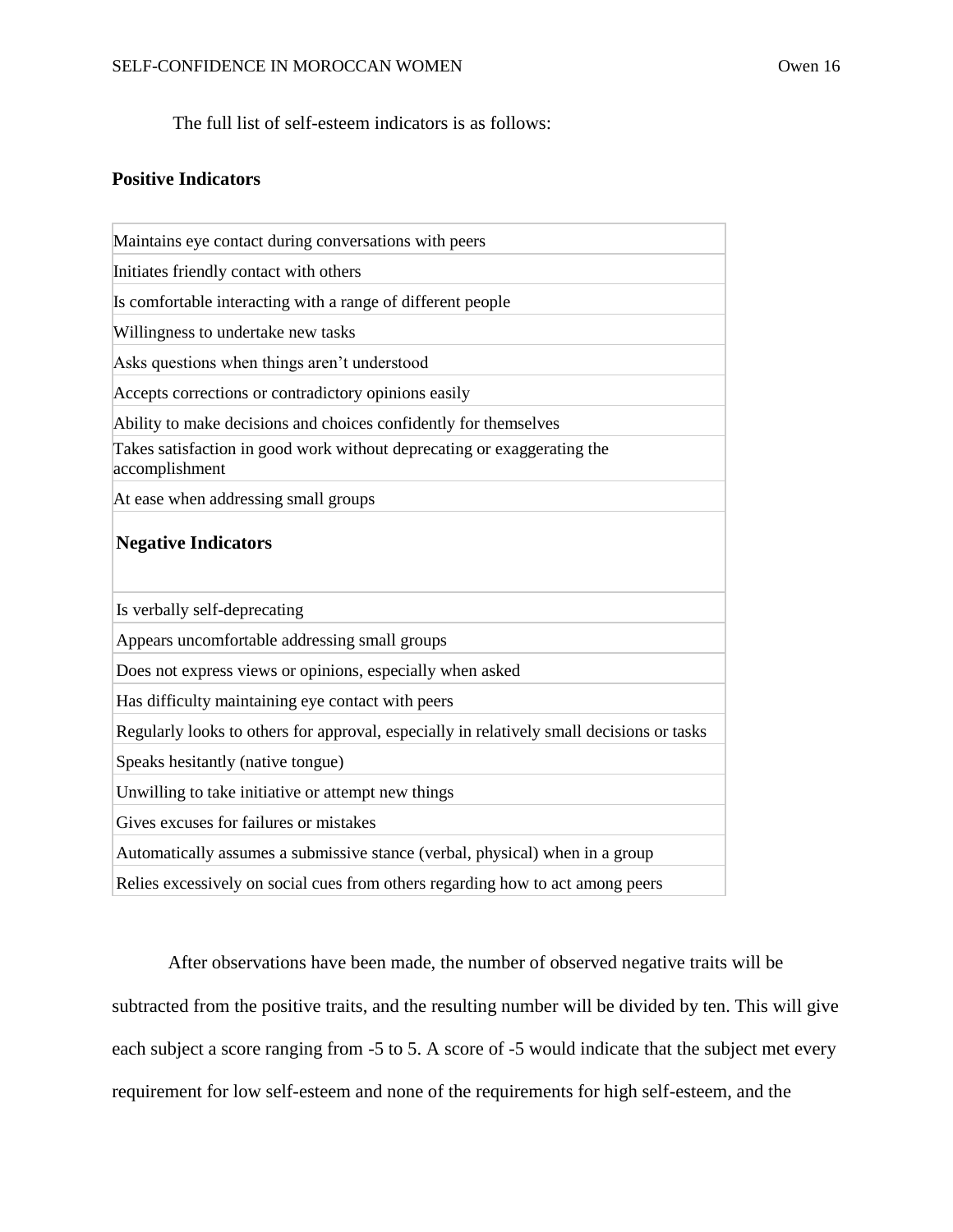The full list of self-esteem indicators is as follows:

**Positive Indicators**

| |
|---|
| Maintains eye contact during conversations with peers |
| Initiates friendly contact with others |
| Is comfortable interacting with a range of different people |
| Willingness to undertake new tasks |
| Asks questions when things aren't understood |
| Accepts corrections or contradictory opinions easily |
| Ability to make decisions and choices confidently for themselves |
| Takes satisfaction in good work without deprecating or exaggerating the accomplishment |
| At ease when addressing small groups |
| **Negative Indicators** |
| Is verbally self-deprecating |
| Appears uncomfortable addressing small groups |
| Does not express views or opinions, especially when asked |
| Has difficulty maintaining eye contact with peers |
| Regularly looks to others for approval, especially in relatively small decisions or tasks |
| Speaks hesitantly (native tongue) |
| Unwilling to take initiative or attempt new things |
| Gives excuses for failures or mistakes |
| Automatically assumes a submissive stance (verbal, physical) when in a group |
| Relies excessively on social cues from others regarding how to act among peers |

After observations have been made, the number of observed negative traits will be subtracted from the positive traits, and the resulting number will be divided by ten. This will give each subject a score ranging from -5 to 5. A score of -5 would indicate that the subject met every requirement for low self-esteem and none of the requirements for high self-esteem, and the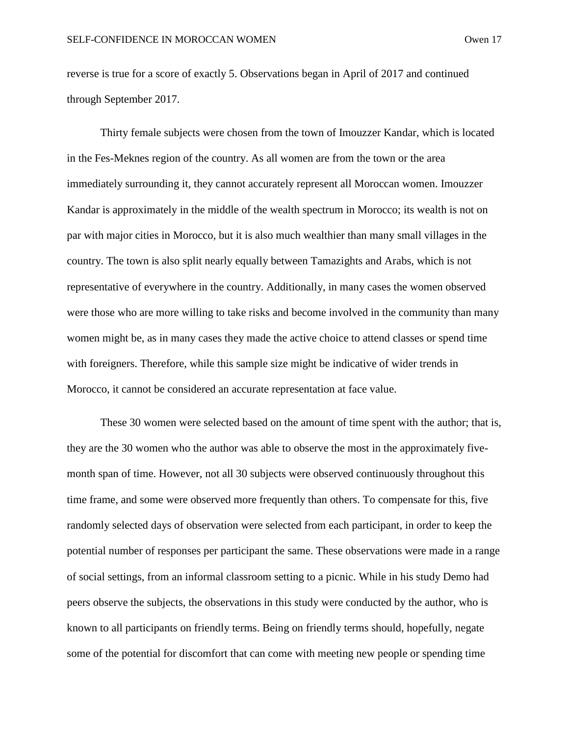reverse is true for a score of exactly 5. Observations began in April of 2017 and continued through September 2017.

Thirty female subjects were chosen from the town of Imouzzer Kandar, which is located in the Fes-Meknes region of the country. As all women are from the town or the area immediately surrounding it, they cannot accurately represent all Moroccan women. Imouzzer Kandar is approximately in the middle of the wealth spectrum in Morocco; its wealth is not on par with major cities in Morocco, but it is also much wealthier than many small villages in the country. The town is also split nearly equally between Tamazights and Arabs, which is not representative of everywhere in the country. Additionally, in many cases the women observed were those who are more willing to take risks and become involved in the community than many women might be, as in many cases they made the active choice to attend classes or spend time with foreigners. Therefore, while this sample size might be indicative of wider trends in Morocco, it cannot be considered an accurate representation at face value.

These 30 women were selected based on the amount of time spent with the author; that is, they are the 30 women who the author was able to observe the most in the approximately five-month span of time. However, not all 30 subjects were observed continuously throughout this time frame, and some were observed more frequently than others. To compensate for this, five randomly selected days of observation were selected from each participant, in order to keep the potential number of responses per participant the same. These observations were made in a range of social settings, from an informal classroom setting to a picnic. While in his study Demo had peers observe the subjects, the observations in this study were conducted by the author, who is known to all participants on friendly terms. Being on friendly terms should, hopefully, negate some of the potential for discomfort that can come with meeting new people or spending time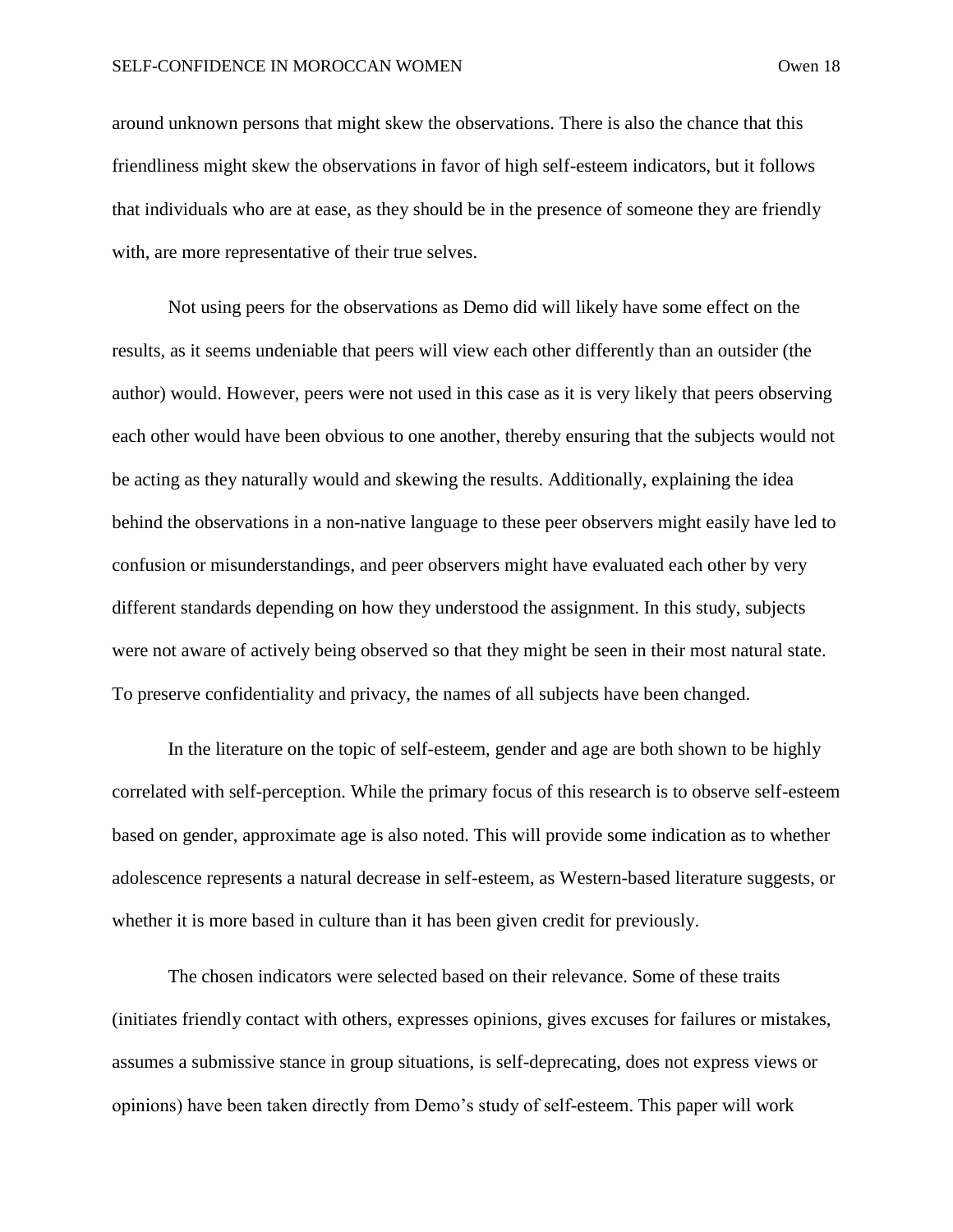around unknown persons that might skew the observations. There is also the chance that this friendliness might skew the observations in favor of high self-esteem indicators, but it follows that individuals who are at ease, as they should be in the presence of someone they are friendly with, are more representative of their true selves.

Not using peers for the observations as Demo did will likely have some effect on the results, as it seems undeniable that peers will view each other differently than an outsider (the author) would. However, peers were not used in this case as it is very likely that peers observing each other would have been obvious to one another, thereby ensuring that the subjects would not be acting as they naturally would and skewing the results. Additionally, explaining the idea behind the observations in a non-native language to these peer observers might easily have led to confusion or misunderstandings, and peer observers might have evaluated each other by very different standards depending on how they understood the assignment. In this study, subjects were not aware of actively being observed so that they might be seen in their most natural state. To preserve confidentiality and privacy, the names of all subjects have been changed.

In the literature on the topic of self-esteem, gender and age are both shown to be highly correlated with self-perception. While the primary focus of this research is to observe self-esteem based on gender, approximate age is also noted. This will provide some indication as to whether adolescence represents a natural decrease in self-esteem, as Western-based literature suggests, or whether it is more based in culture than it has been given credit for previously.

The chosen indicators were selected based on their relevance. Some of these traits (initiates friendly contact with others, expresses opinions, gives excuses for failures or mistakes, assumes a submissive stance in group situations, is self-deprecating, does not express views or opinions) have been taken directly from Demo's study of self-esteem. This paper will work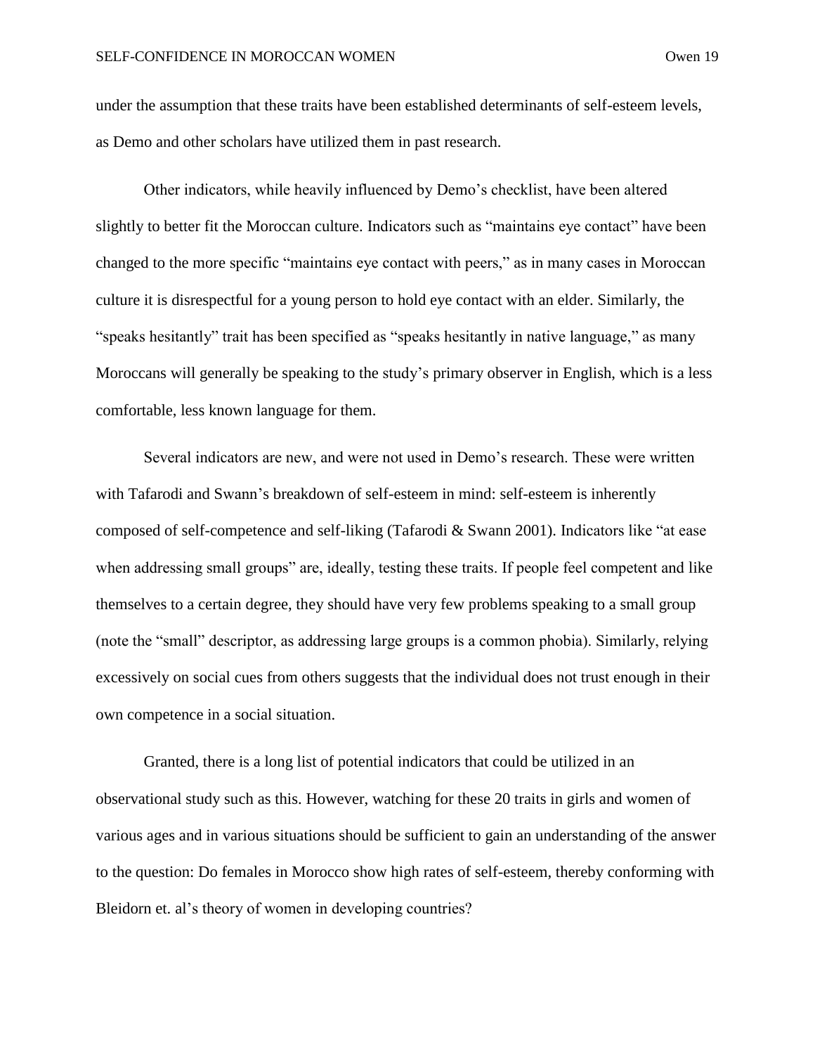under the assumption that these traits have been established determinants of self-esteem levels, as Demo and other scholars have utilized them in past research.

Other indicators, while heavily influenced by Demo's checklist, have been altered slightly to better fit the Moroccan culture. Indicators such as "maintains eye contact" have been changed to the more specific "maintains eye contact with peers," as in many cases in Moroccan culture it is disrespectful for a young person to hold eye contact with an elder. Similarly, the "speaks hesitantly" trait has been specified as "speaks hesitantly in native language," as many Moroccans will generally be speaking to the study's primary observer in English, which is a less comfortable, less known language for them.

Several indicators are new, and were not used in Demo's research. These were written with Tafarodi and Swann's breakdown of self-esteem in mind: self-esteem is inherently composed of self-competence and self-liking (Tafarodi & Swann 2001). Indicators like "at ease when addressing small groups" are, ideally, testing these traits. If people feel competent and like themselves to a certain degree, they should have very few problems speaking to a small group (note the "small" descriptor, as addressing large groups is a common phobia). Similarly, relying excessively on social cues from others suggests that the individual does not trust enough in their own competence in a social situation.

Granted, there is a long list of potential indicators that could be utilized in an observational study such as this. However, watching for these 20 traits in girls and women of various ages and in various situations should be sufficient to gain an understanding of the answer to the question: Do females in Morocco show high rates of self-esteem, thereby conforming with Bleidorn et. al's theory of women in developing countries?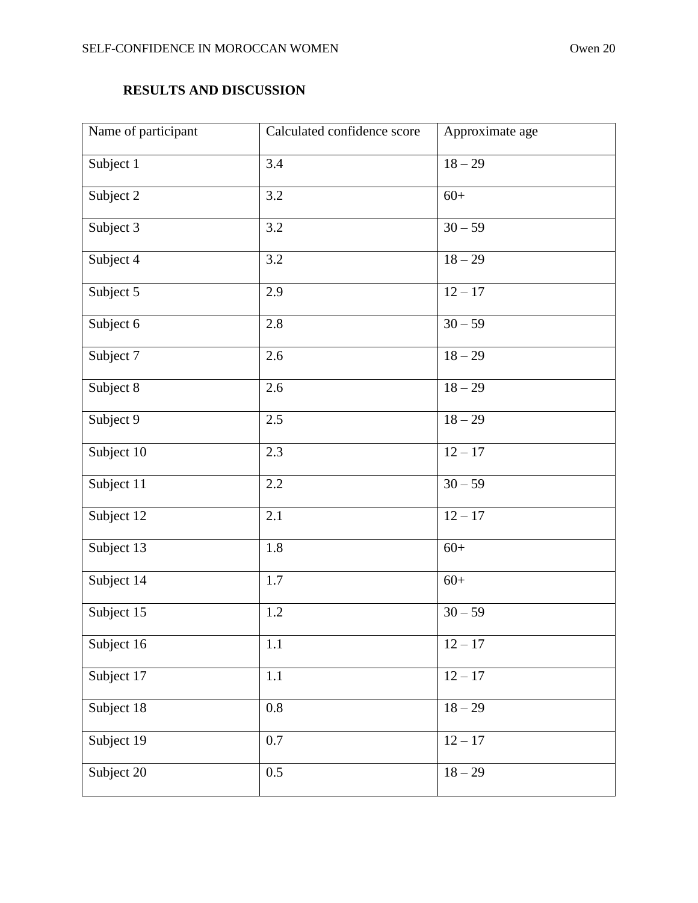## RESULTS AND DISCUSSION

| Name of participant | Calculated confidence score | Approximate age |
|---|---|---|
| Subject 1 | 3.4 | 18 – 29 |
| Subject 2 | 3.2 | 60+ |
| Subject 3 | 3.2 | 30 – 59 |
| Subject 4 | 3.2 | 18 – 29 |
| Subject 5 | 2.9 | 12 – 17 |
| Subject 6 | 2.8 | 30 – 59 |
| Subject 7 | 2.6 | 18 – 29 |
| Subject 8 | 2.6 | 18 – 29 |
| Subject 9 | 2.5 | 18 – 29 |
| Subject 10 | 2.3 | 12 – 17 |
| Subject 11 | 2.2 | 30 – 59 |
| Subject 12 | 2.1 | 12 – 17 |
| Subject 13 | 1.8 | 60+ |
| Subject 14 | 1.7 | 60+ |
| Subject 15 | 1.2 | 30 – 59 |
| Subject 16 | 1.1 | 12 – 17 |
| Subject 17 | 1.1 | 12 – 17 |
| Subject 18 | 0.8 | 18 – 29 |
| Subject 19 | 0.7 | 12 – 17 |
| Subject 20 | 0.5 | 18 – 29 |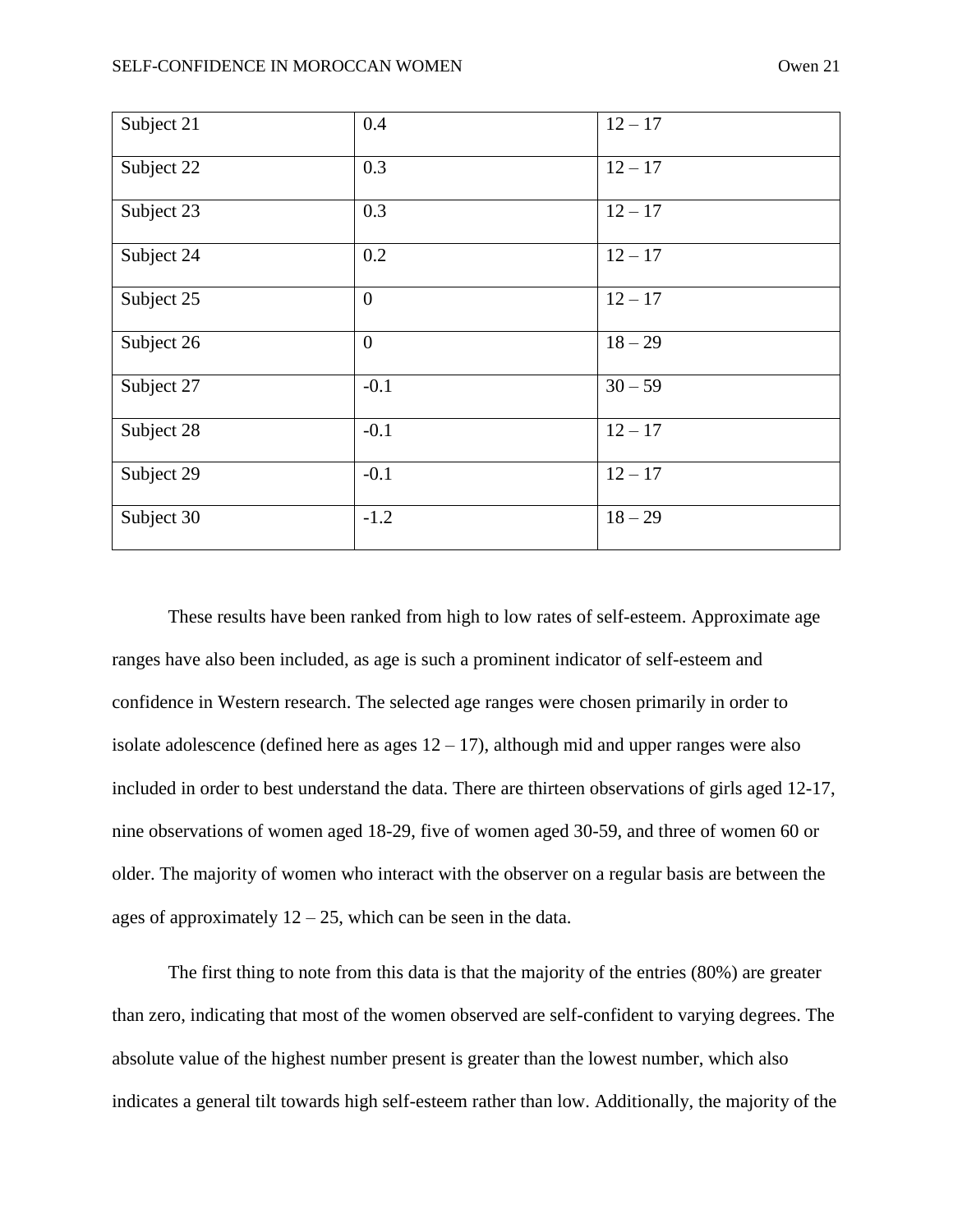| | | |
|---|---|---|
| Subject 21 | 0.4 | 12 – 17 |
| Subject 22 | 0.3 | 12 – 17 |
| Subject 23 | 0.3 | 12 – 17 |
| Subject 24 | 0.2 | 12 – 17 |
| Subject 25 | 0 | 12 – 17 |
| Subject 26 | 0 | 18 – 29 |
| Subject 27 | -0.1 | 30 – 59 |
| Subject 28 | -0.1 | 12 – 17 |
| Subject 29 | -0.1 | 12 – 17 |
| Subject 30 | -1.2 | 18 – 29 |

These results have been ranked from high to low rates of self-esteem. Approximate age ranges have also been included, as age is such a prominent indicator of self-esteem and confidence in Western research. The selected age ranges were chosen primarily in order to isolate adolescence (defined here as ages 12 – 17), although mid and upper ranges were also included in order to best understand the data. There are thirteen observations of girls aged 12-17, nine observations of women aged 18-29, five of women aged 30-59, and three of women 60 or older. The majority of women who interact with the observer on a regular basis are between the ages of approximately 12 – 25, which can be seen in the data.

The first thing to note from this data is that the majority of the entries (80%) are greater than zero, indicating that most of the women observed are self-confident to varying degrees. The absolute value of the highest number present is greater than the lowest number, which also indicates a general tilt towards high self-esteem rather than low. Additionally, the majority of the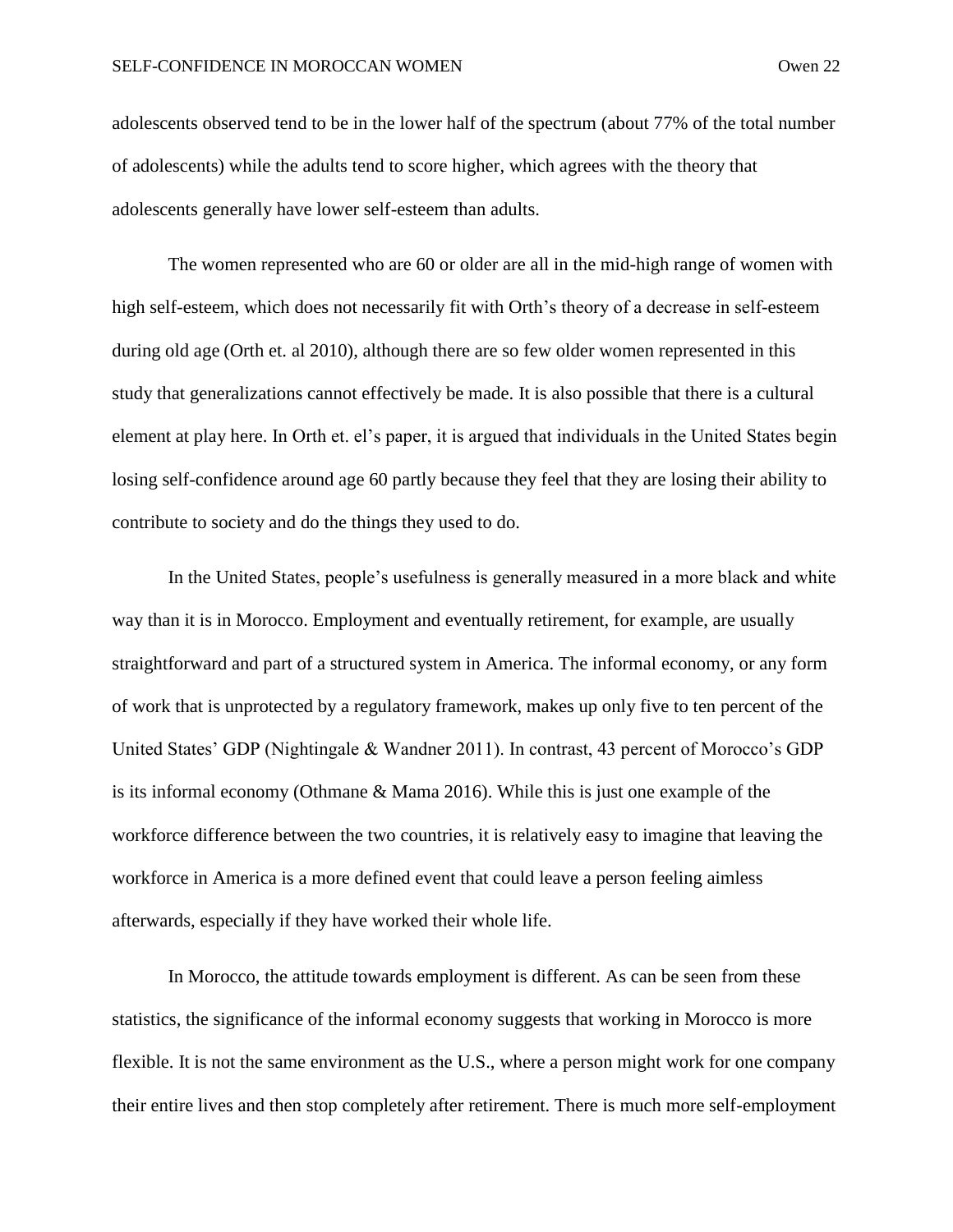adolescents observed tend to be in the lower half of the spectrum (about 77% of the total number of adolescents) while the adults tend to score higher, which agrees with the theory that adolescents generally have lower self-esteem than adults.

The women represented who are 60 or older are all in the mid-high range of women with high self-esteem, which does not necessarily fit with Orth's theory of a decrease in self-esteem during old age (Orth et. al 2010), although there are so few older women represented in this study that generalizations cannot effectively be made. It is also possible that there is a cultural element at play here. In Orth et. el's paper, it is argued that individuals in the United States begin losing self-confidence around age 60 partly because they feel that they are losing their ability to contribute to society and do the things they used to do.

In the United States, people's usefulness is generally measured in a more black and white way than it is in Morocco. Employment and eventually retirement, for example, are usually straightforward and part of a structured system in America. The informal economy, or any form of work that is unprotected by a regulatory framework, makes up only five to ten percent of the United States' GDP (Nightingale & Wandner 2011). In contrast, 43 percent of Morocco's GDP is its informal economy (Othmane & Mama 2016). While this is just one example of the workforce difference between the two countries, it is relatively easy to imagine that leaving the workforce in America is a more defined event that could leave a person feeling aimless afterwards, especially if they have worked their whole life.

In Morocco, the attitude towards employment is different. As can be seen from these statistics, the significance of the informal economy suggests that working in Morocco is more flexible. It is not the same environment as the U.S., where a person might work for one company their entire lives and then stop completely after retirement. There is much more self-employment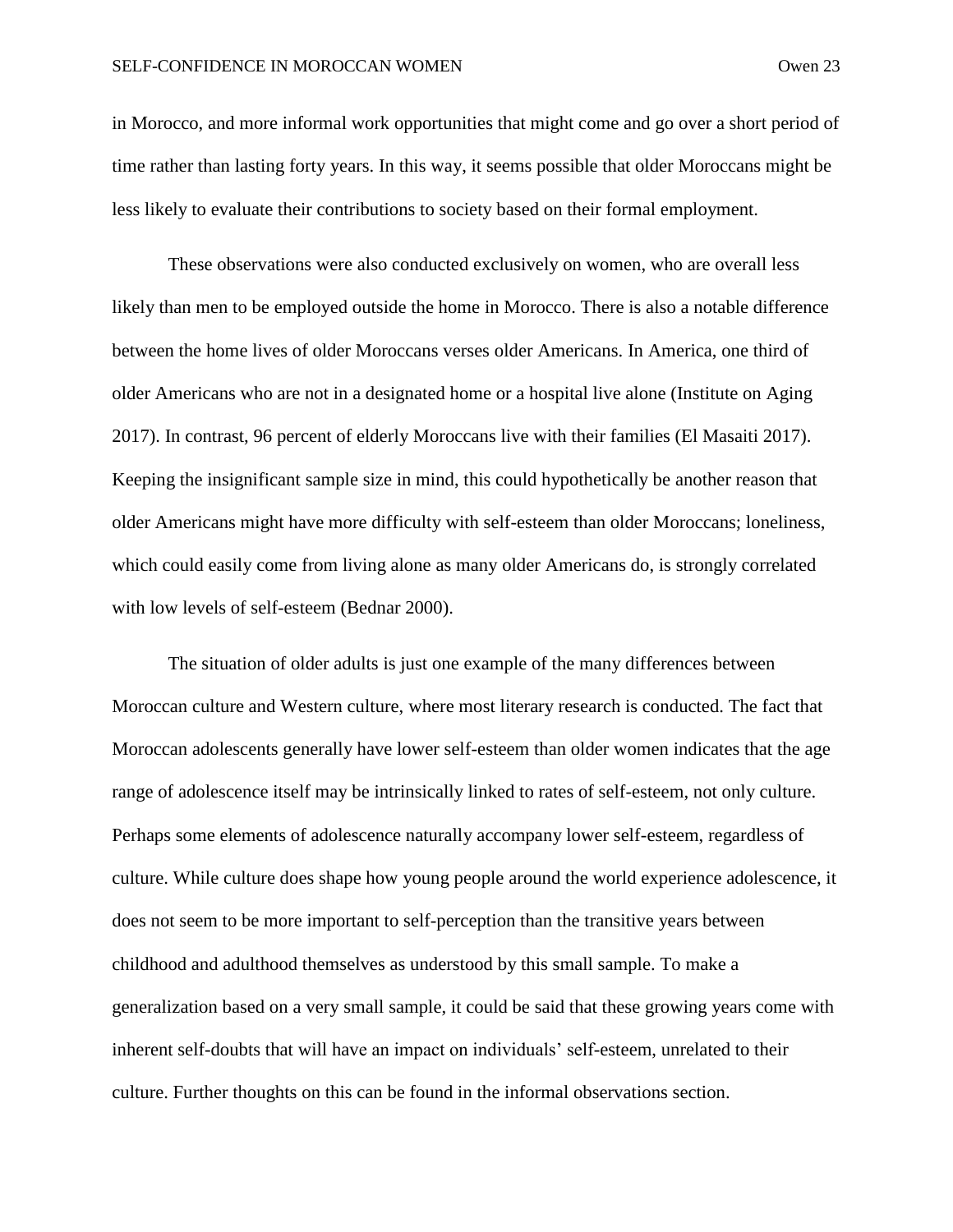in Morocco, and more informal work opportunities that might come and go over a short period of time rather than lasting forty years. In this way, it seems possible that older Moroccans might be less likely to evaluate their contributions to society based on their formal employment.

These observations were also conducted exclusively on women, who are overall less likely than men to be employed outside the home in Morocco. There is also a notable difference between the home lives of older Moroccans verses older Americans. In America, one third of older Americans who are not in a designated home or a hospital live alone (Institute on Aging 2017). In contrast, 96 percent of elderly Moroccans live with their families (El Masaiti 2017). Keeping the insignificant sample size in mind, this could hypothetically be another reason that older Americans might have more difficulty with self-esteem than older Moroccans; loneliness, which could easily come from living alone as many older Americans do, is strongly correlated with low levels of self-esteem (Bednar 2000).

The situation of older adults is just one example of the many differences between Moroccan culture and Western culture, where most literary research is conducted. The fact that Moroccan adolescents generally have lower self-esteem than older women indicates that the age range of adolescence itself may be intrinsically linked to rates of self-esteem, not only culture. Perhaps some elements of adolescence naturally accompany lower self-esteem, regardless of culture. While culture does shape how young people around the world experience adolescence, it does not seem to be more important to self-perception than the transitive years between childhood and adulthood themselves as understood by this small sample. To make a generalization based on a very small sample, it could be said that these growing years come with inherent self-doubts that will have an impact on individuals' self-esteem, unrelated to their culture. Further thoughts on this can be found in the informal observations section.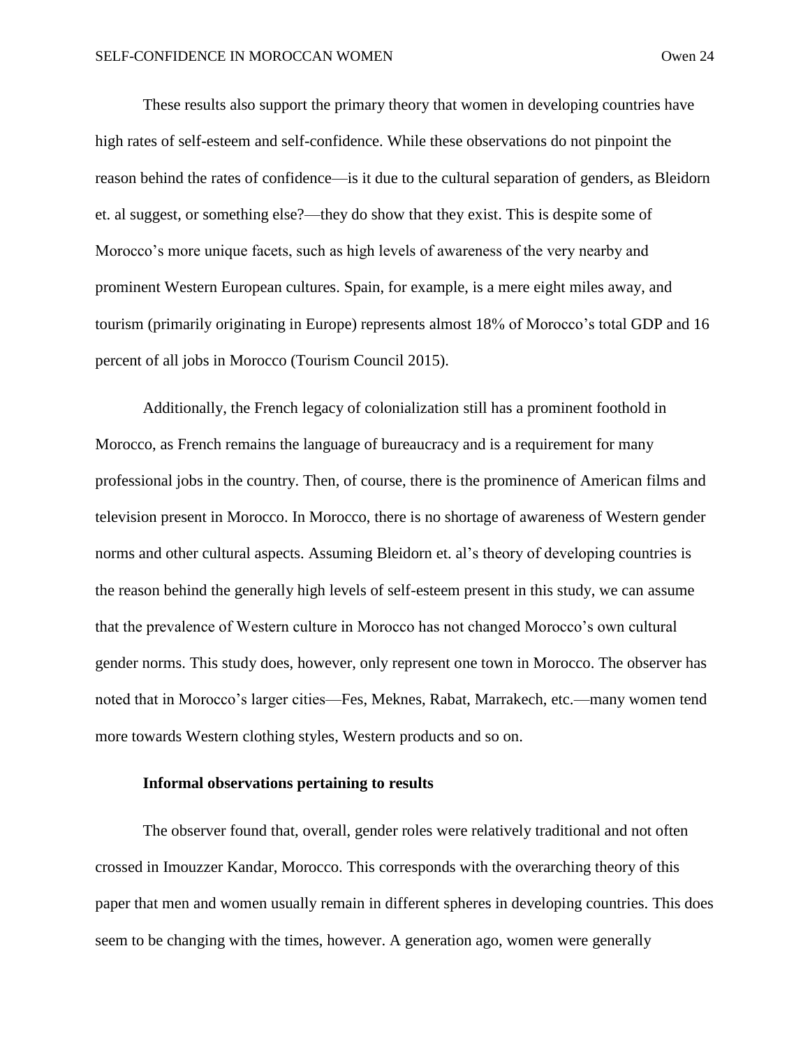These results also support the primary theory that women in developing countries have high rates of self-esteem and self-confidence. While these observations do not pinpoint the reason behind the rates of confidence—is it due to the cultural separation of genders, as Bleidorn et. al suggest, or something else?—they do show that they exist. This is despite some of Morocco's more unique facets, such as high levels of awareness of the very nearby and prominent Western European cultures. Spain, for example, is a mere eight miles away, and tourism (primarily originating in Europe) represents almost 18% of Morocco's total GDP and 16 percent of all jobs in Morocco (Tourism Council 2015).

Additionally, the French legacy of colonialization still has a prominent foothold in Morocco, as French remains the language of bureaucracy and is a requirement for many professional jobs in the country. Then, of course, there is the prominence of American films and television present in Morocco. In Morocco, there is no shortage of awareness of Western gender norms and other cultural aspects. Assuming Bleidorn et. al's theory of developing countries is the reason behind the generally high levels of self-esteem present in this study, we can assume that the prevalence of Western culture in Morocco has not changed Morocco's own cultural gender norms. This study does, however, only represent one town in Morocco. The observer has noted that in Morocco's larger cities—Fes, Meknes, Rabat, Marrakech, etc.—many women tend more towards Western clothing styles, Western products and so on.

**Informal observations pertaining to results**

The observer found that, overall, gender roles were relatively traditional and not often crossed in Imouzzer Kandar, Morocco. This corresponds with the overarching theory of this paper that men and women usually remain in different spheres in developing countries. This does seem to be changing with the times, however. A generation ago, women were generally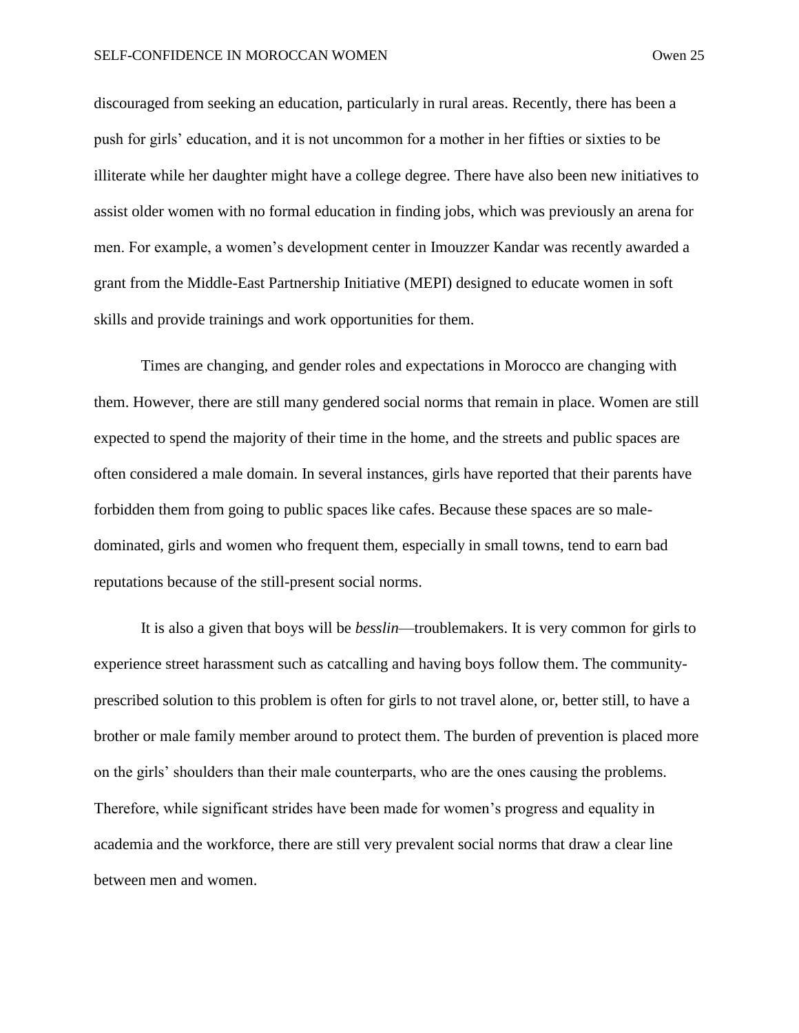discouraged from seeking an education, particularly in rural areas. Recently, there has been a push for girls' education, and it is not uncommon for a mother in her fifties or sixties to be illiterate while her daughter might have a college degree. There have also been new initiatives to assist older women with no formal education in finding jobs, which was previously an arena for men. For example, a women's development center in Imouzzer Kandar was recently awarded a grant from the Middle-East Partnership Initiative (MEPI) designed to educate women in soft skills and provide trainings and work opportunities for them.

Times are changing, and gender roles and expectations in Morocco are changing with them. However, there are still many gendered social norms that remain in place. Women are still expected to spend the majority of their time in the home, and the streets and public spaces are often considered a male domain. In several instances, girls have reported that their parents have forbidden them from going to public spaces like cafes. Because these spaces are so male-dominated, girls and women who frequent them, especially in small towns, tend to earn bad reputations because of the still-present social norms.

It is also a given that boys will be *besslin*—troublemakers. It is very common for girls to experience street harassment such as catcalling and having boys follow them. The community-prescribed solution to this problem is often for girls to not travel alone, or, better still, to have a brother or male family member around to protect them. The burden of prevention is placed more on the girls' shoulders than their male counterparts, who are the ones causing the problems. Therefore, while significant strides have been made for women's progress and equality in academia and the workforce, there are still very prevalent social norms that draw a clear line between men and women.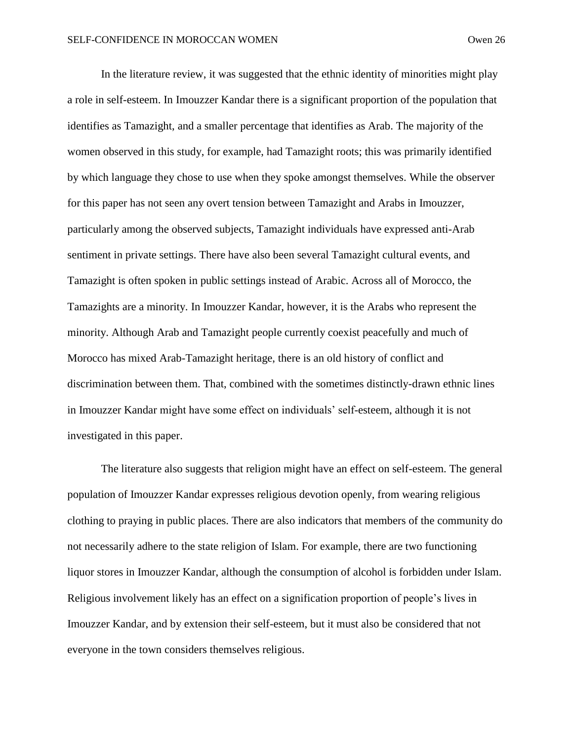In the literature review, it was suggested that the ethnic identity of minorities might play a role in self-esteem. In Imouzzer Kandar there is a significant proportion of the population that identifies as Tamazight, and a smaller percentage that identifies as Arab. The majority of the women observed in this study, for example, had Tamazight roots; this was primarily identified by which language they chose to use when they spoke amongst themselves. While the observer for this paper has not seen any overt tension between Tamazight and Arabs in Imouzzer, particularly among the observed subjects, Tamazight individuals have expressed anti-Arab sentiment in private settings. There have also been several Tamazight cultural events, and Tamazight is often spoken in public settings instead of Arabic. Across all of Morocco, the Tamazights are a minority. In Imouzzer Kandar, however, it is the Arabs who represent the minority. Although Arab and Tamazight people currently coexist peacefully and much of Morocco has mixed Arab-Tamazight heritage, there is an old history of conflict and discrimination between them. That, combined with the sometimes distinctly-drawn ethnic lines in Imouzzer Kandar might have some effect on individuals' self-esteem, although it is not investigated in this paper.

The literature also suggests that religion might have an effect on self-esteem. The general population of Imouzzer Kandar expresses religious devotion openly, from wearing religious clothing to praying in public places. There are also indicators that members of the community do not necessarily adhere to the state religion of Islam. For example, there are two functioning liquor stores in Imouzzer Kandar, although the consumption of alcohol is forbidden under Islam. Religious involvement likely has an effect on a signification proportion of people's lives in Imouzzer Kandar, and by extension their self-esteem, but it must also be considered that not everyone in the town considers themselves religious.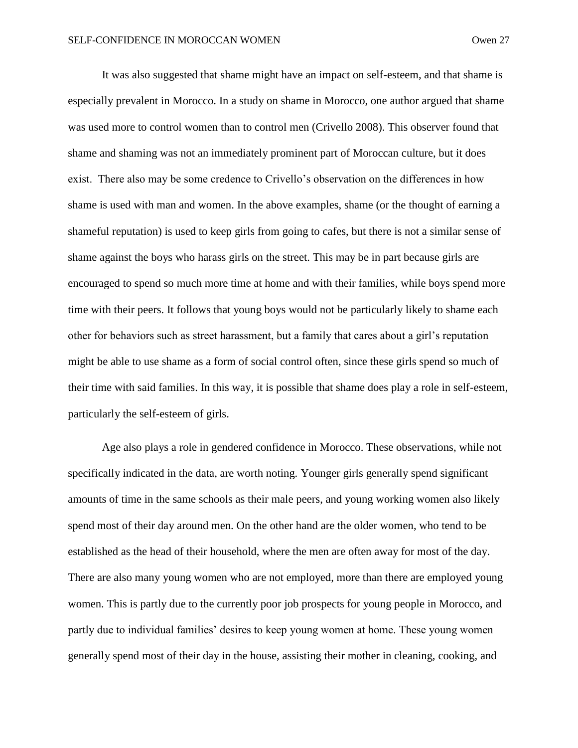It was also suggested that shame might have an impact on self-esteem, and that shame is especially prevalent in Morocco. In a study on shame in Morocco, one author argued that shame was used more to control women than to control men (Crivello 2008). This observer found that shame and shaming was not an immediately prominent part of Moroccan culture, but it does exist.  There also may be some credence to Crivello's observation on the differences in how shame is used with man and women. In the above examples, shame (or the thought of earning a shameful reputation) is used to keep girls from going to cafes, but there is not a similar sense of shame against the boys who harass girls on the street. This may be in part because girls are encouraged to spend so much more time at home and with their families, while boys spend more time with their peers. It follows that young boys would not be particularly likely to shame each other for behaviors such as street harassment, but a family that cares about a girl's reputation might be able to use shame as a form of social control often, since these girls spend so much of their time with said families. In this way, it is possible that shame does play a role in self-esteem, particularly the self-esteem of girls.

Age also plays a role in gendered confidence in Morocco. These observations, while not specifically indicated in the data, are worth noting. Younger girls generally spend significant amounts of time in the same schools as their male peers, and young working women also likely spend most of their day around men. On the other hand are the older women, who tend to be established as the head of their household, where the men are often away for most of the day. There are also many young women who are not employed, more than there are employed young women. This is partly due to the currently poor job prospects for young people in Morocco, and partly due to individual families' desires to keep young women at home. These young women generally spend most of their day in the house, assisting their mother in cleaning, cooking, and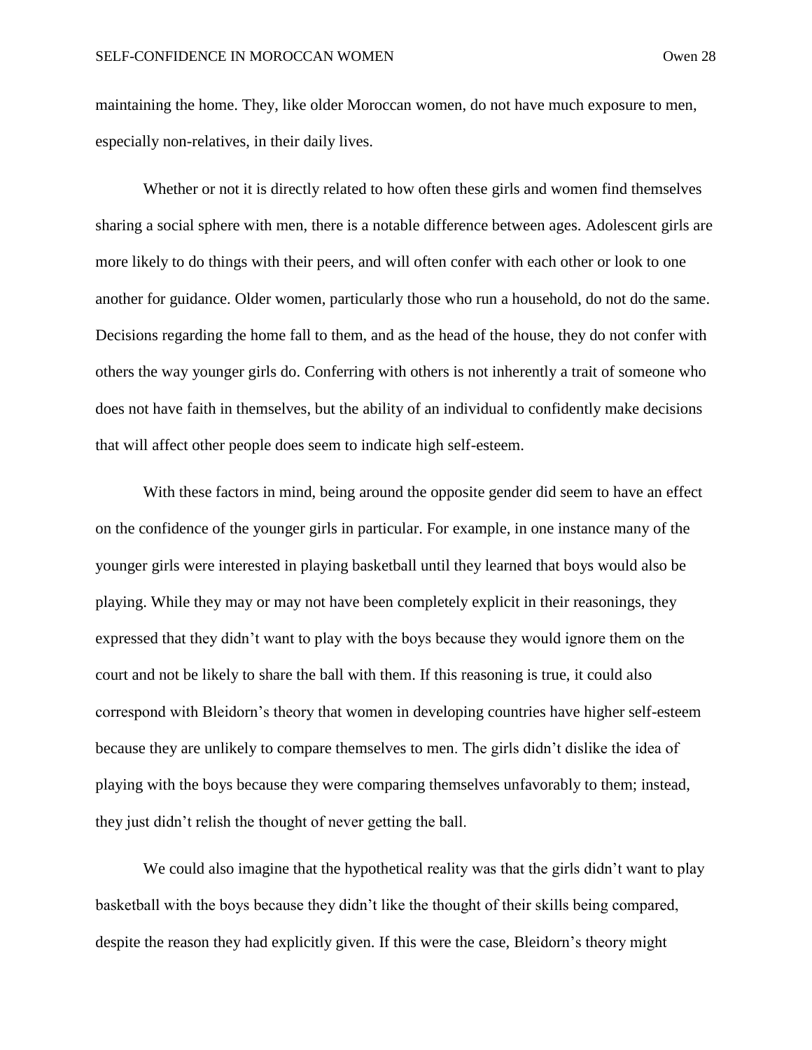maintaining the home. They, like older Moroccan women, do not have much exposure to men, especially non-relatives, in their daily lives.

Whether or not it is directly related to how often these girls and women find themselves sharing a social sphere with men, there is a notable difference between ages. Adolescent girls are more likely to do things with their peers, and will often confer with each other or look to one another for guidance. Older women, particularly those who run a household, do not do the same. Decisions regarding the home fall to them, and as the head of the house, they do not confer with others the way younger girls do. Conferring with others is not inherently a trait of someone who does not have faith in themselves, but the ability of an individual to confidently make decisions that will affect other people does seem to indicate high self-esteem.

With these factors in mind, being around the opposite gender did seem to have an effect on the confidence of the younger girls in particular. For example, in one instance many of the younger girls were interested in playing basketball until they learned that boys would also be playing. While they may or may not have been completely explicit in their reasonings, they expressed that they didn't want to play with the boys because they would ignore them on the court and not be likely to share the ball with them. If this reasoning is true, it could also correspond with Bleidorn's theory that women in developing countries have higher self-esteem because they are unlikely to compare themselves to men. The girls didn't dislike the idea of playing with the boys because they were comparing themselves unfavorably to them; instead, they just didn't relish the thought of never getting the ball.

We could also imagine that the hypothetical reality was that the girls didn't want to play basketball with the boys because they didn't like the thought of their skills being compared, despite the reason they had explicitly given. If this were the case, Bleidorn's theory might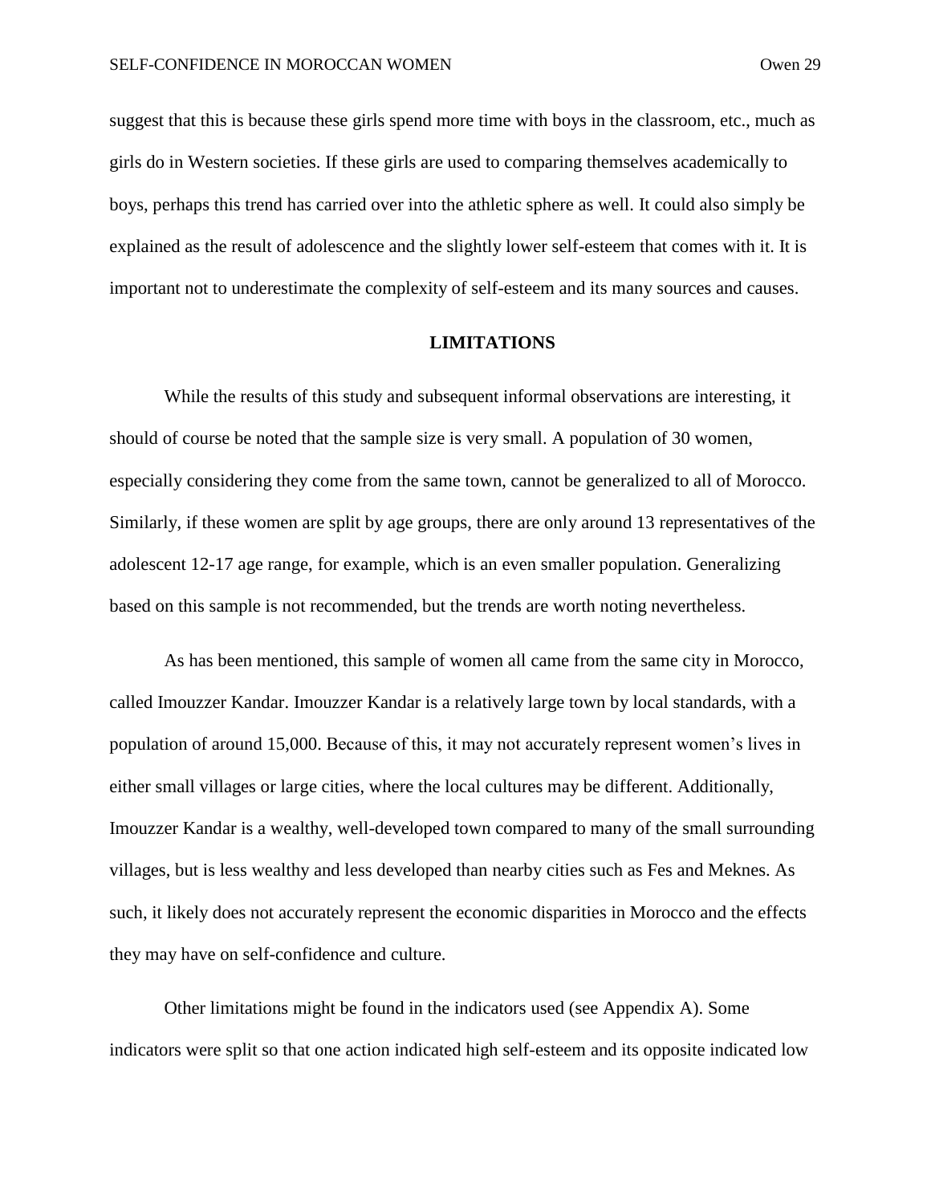suggest that this is because these girls spend more time with boys in the classroom, etc., much as girls do in Western societies. If these girls are used to comparing themselves academically to boys, perhaps this trend has carried over into the athletic sphere as well. It could also simply be explained as the result of adolescence and the slightly lower self-esteem that comes with it. It is important not to underestimate the complexity of self-esteem and its many sources and causes.

## LIMITATIONS

While the results of this study and subsequent informal observations are interesting, it should of course be noted that the sample size is very small. A population of 30 women, especially considering they come from the same town, cannot be generalized to all of Morocco. Similarly, if these women are split by age groups, there are only around 13 representatives of the adolescent 12-17 age range, for example, which is an even smaller population. Generalizing based on this sample is not recommended, but the trends are worth noting nevertheless.

As has been mentioned, this sample of women all came from the same city in Morocco, called Imouzzer Kandar. Imouzzer Kandar is a relatively large town by local standards, with a population of around 15,000. Because of this, it may not accurately represent women's lives in either small villages or large cities, where the local cultures may be different. Additionally, Imouzzer Kandar is a wealthy, well-developed town compared to many of the small surrounding villages, but is less wealthy and less developed than nearby cities such as Fes and Meknes. As such, it likely does not accurately represent the economic disparities in Morocco and the effects they may have on self-confidence and culture.

Other limitations might be found in the indicators used (see Appendix A). Some indicators were split so that one action indicated high self-esteem and its opposite indicated low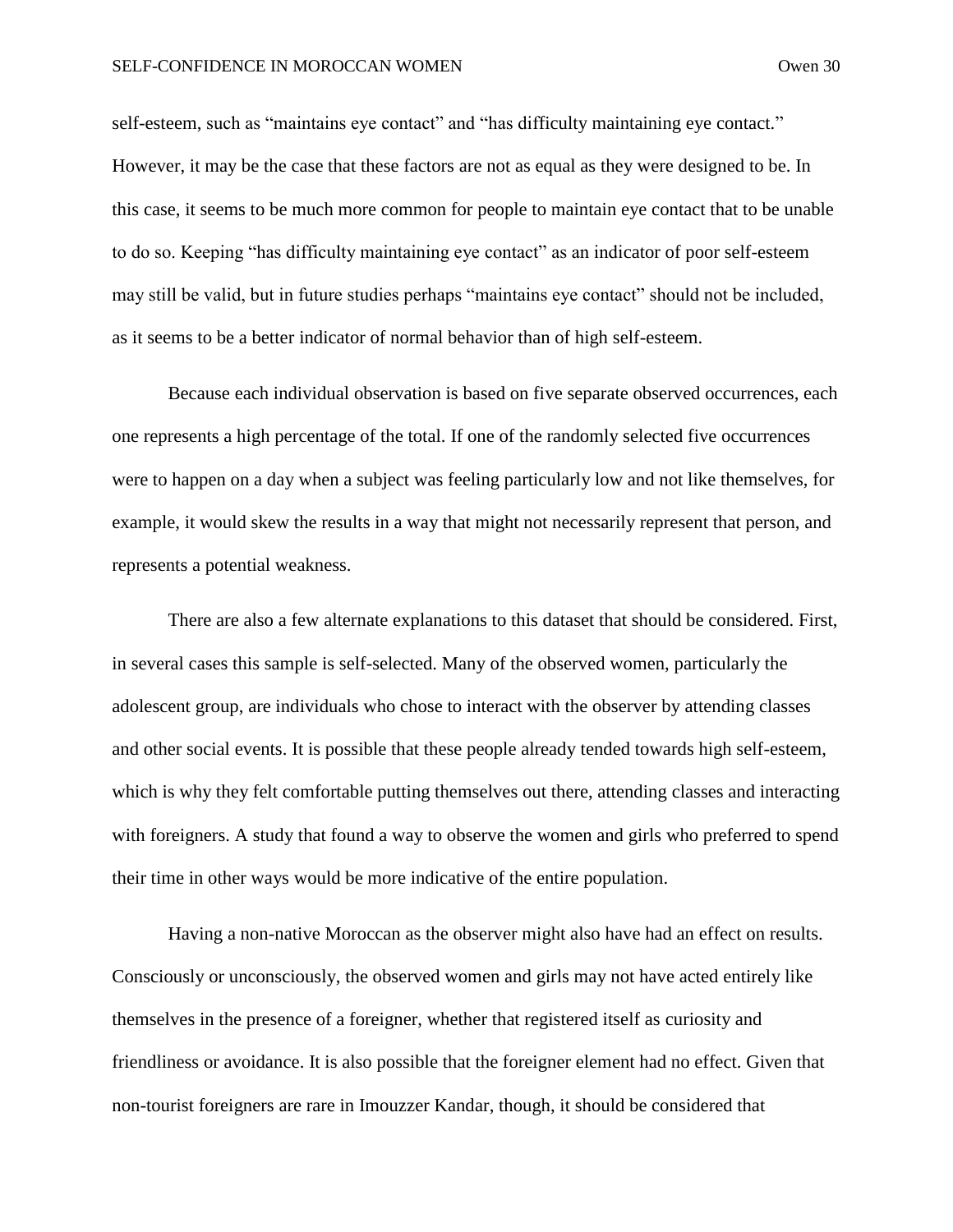self-esteem, such as “maintains eye contact” and “has difficulty maintaining eye contact.” However, it may be the case that these factors are not as equal as they were designed to be. In this case, it seems to be much more common for people to maintain eye contact that to be unable to do so. Keeping “has difficulty maintaining eye contact” as an indicator of poor self-esteem may still be valid, but in future studies perhaps “maintains eye contact” should not be included, as it seems to be a better indicator of normal behavior than of high self-esteem.

Because each individual observation is based on five separate observed occurrences, each one represents a high percentage of the total. If one of the randomly selected five occurrences were to happen on a day when a subject was feeling particularly low and not like themselves, for example, it would skew the results in a way that might not necessarily represent that person, and represents a potential weakness.

There are also a few alternate explanations to this dataset that should be considered. First, in several cases this sample is self-selected. Many of the observed women, particularly the adolescent group, are individuals who chose to interact with the observer by attending classes and other social events. It is possible that these people already tended towards high self-esteem, which is why they felt comfortable putting themselves out there, attending classes and interacting with foreigners. A study that found a way to observe the women and girls who preferred to spend their time in other ways would be more indicative of the entire population.

Having a non-native Moroccan as the observer might also have had an effect on results. Consciously or unconsciously, the observed women and girls may not have acted entirely like themselves in the presence of a foreigner, whether that registered itself as curiosity and friendliness or avoidance. It is also possible that the foreigner element had no effect. Given that non-tourist foreigners are rare in Imouzzer Kandar, though, it should be considered that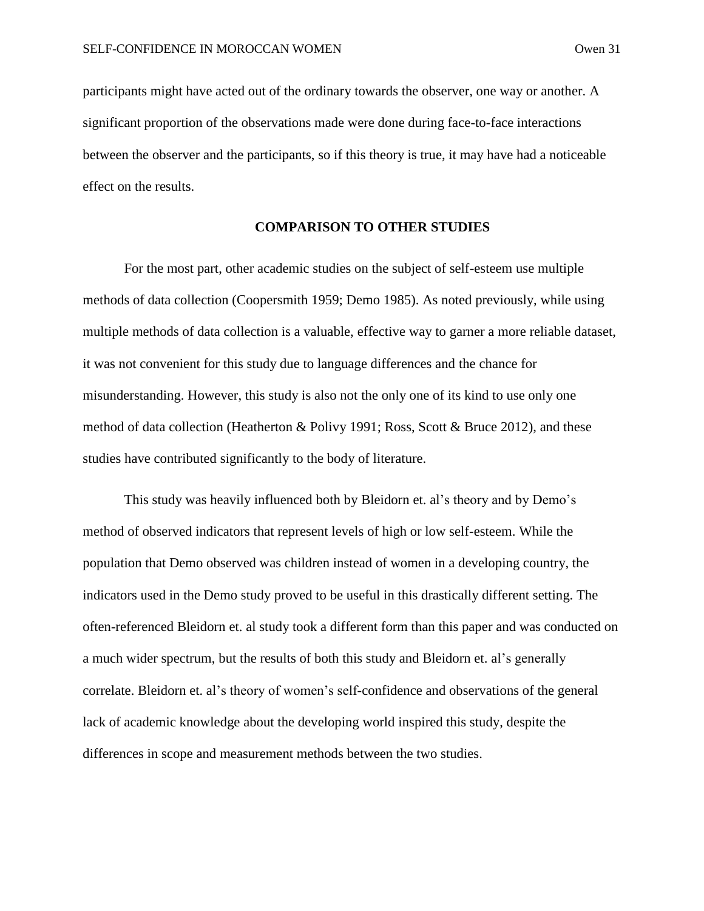participants might have acted out of the ordinary towards the observer, one way or another. A significant proportion of the observations made were done during face-to-face interactions between the observer and the participants, so if this theory is true, it may have had a noticeable effect on the results.

## COMPARISON TO OTHER STUDIES

For the most part, other academic studies on the subject of self-esteem use multiple methods of data collection (Coopersmith 1959; Demo 1985). As noted previously, while using multiple methods of data collection is a valuable, effective way to garner a more reliable dataset, it was not convenient for this study due to language differences and the chance for misunderstanding. However, this study is also not the only one of its kind to use only one method of data collection (Heatherton & Polivy 1991; Ross, Scott & Bruce 2012), and these studies have contributed significantly to the body of literature.

This study was heavily influenced both by Bleidorn et. al's theory and by Demo's method of observed indicators that represent levels of high or low self-esteem. While the population that Demo observed was children instead of women in a developing country, the indicators used in the Demo study proved to be useful in this drastically different setting. The often-referenced Bleidorn et. al study took a different form than this paper and was conducted on a much wider spectrum, but the results of both this study and Bleidorn et. al's generally correlate. Bleidorn et. al's theory of women's self-confidence and observations of the general lack of academic knowledge about the developing world inspired this study, despite the differences in scope and measurement methods between the two studies.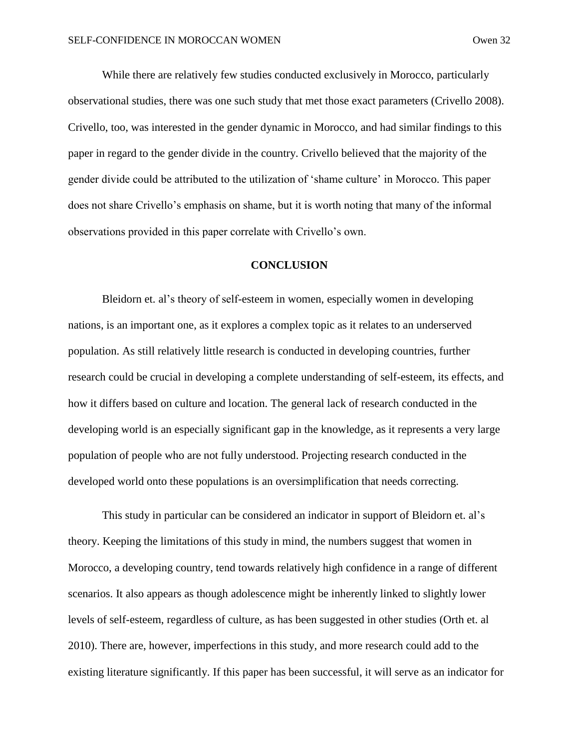While there are relatively few studies conducted exclusively in Morocco, particularly observational studies, there was one such study that met those exact parameters (Crivello 2008). Crivello, too, was interested in the gender dynamic in Morocco, and had similar findings to this paper in regard to the gender divide in the country. Crivello believed that the majority of the gender divide could be attributed to the utilization of 'shame culture' in Morocco. This paper does not share Crivello's emphasis on shame, but it is worth noting that many of the informal observations provided in this paper correlate with Crivello's own.

## CONCLUSION

Bleidorn et. al's theory of self-esteem in women, especially women in developing nations, is an important one, as it explores a complex topic as it relates to an underserved population. As still relatively little research is conducted in developing countries, further research could be crucial in developing a complete understanding of self-esteem, its effects, and how it differs based on culture and location. The general lack of research conducted in the developing world is an especially significant gap in the knowledge, as it represents a very large population of people who are not fully understood. Projecting research conducted in the developed world onto these populations is an oversimplification that needs correcting.

This study in particular can be considered an indicator in support of Bleidorn et. al's theory. Keeping the limitations of this study in mind, the numbers suggest that women in Morocco, a developing country, tend towards relatively high confidence in a range of different scenarios. It also appears as though adolescence might be inherently linked to slightly lower levels of self-esteem, regardless of culture, as has been suggested in other studies (Orth et. al 2010). There are, however, imperfections in this study, and more research could add to the existing literature significantly. If this paper has been successful, it will serve as an indicator for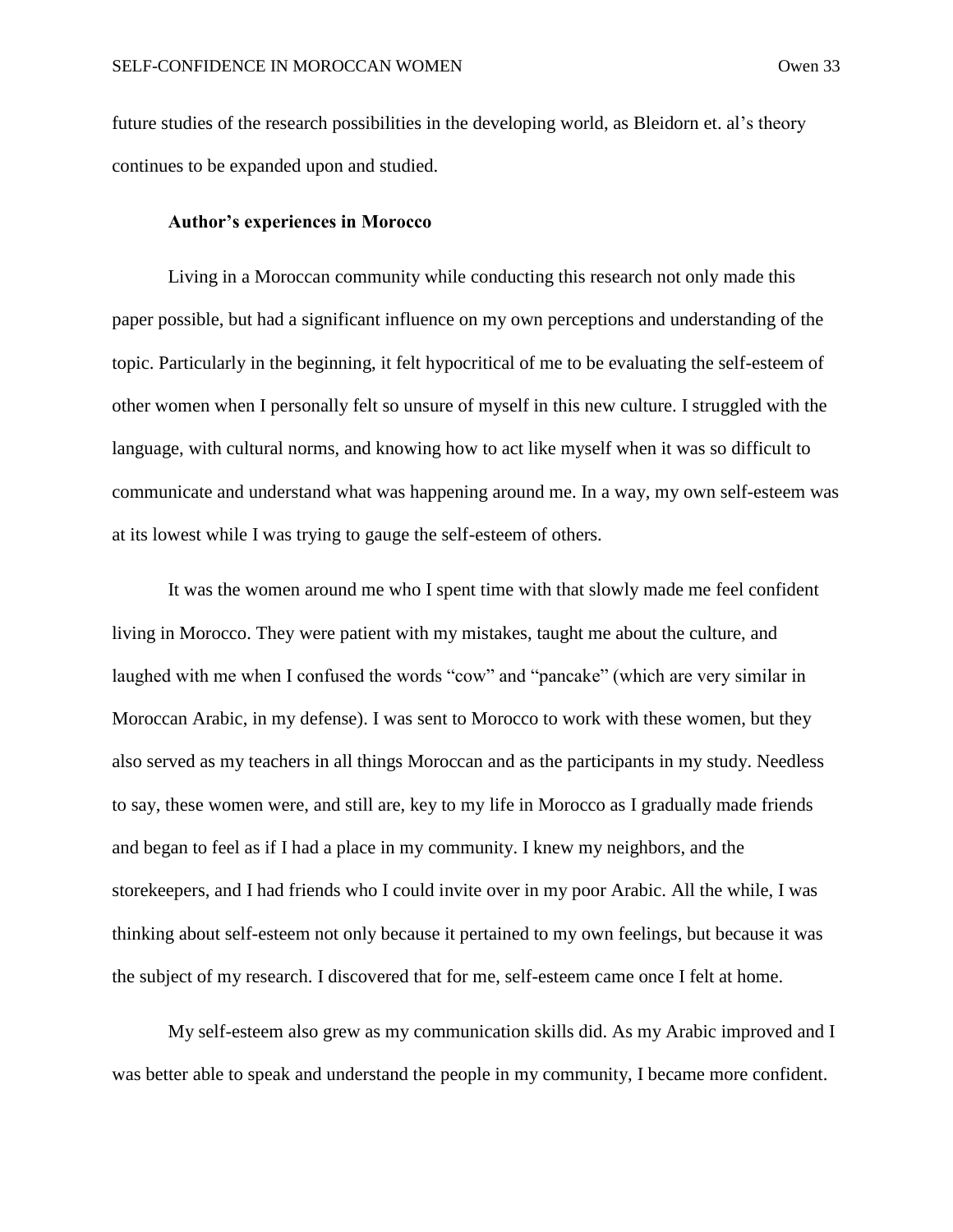future studies of the research possibilities in the developing world, as Bleidorn et. al's theory continues to be expanded upon and studied.

**Author's experiences in Morocco**

Living in a Moroccan community while conducting this research not only made this paper possible, but had a significant influence on my own perceptions and understanding of the topic. Particularly in the beginning, it felt hypocritical of me to be evaluating the self-esteem of other women when I personally felt so unsure of myself in this new culture. I struggled with the language, with cultural norms, and knowing how to act like myself when it was so difficult to communicate and understand what was happening around me. In a way, my own self-esteem was at its lowest while I was trying to gauge the self-esteem of others.

It was the women around me who I spent time with that slowly made me feel confident living in Morocco. They were patient with my mistakes, taught me about the culture, and laughed with me when I confused the words "cow" and "pancake" (which are very similar in Moroccan Arabic, in my defense). I was sent to Morocco to work with these women, but they also served as my teachers in all things Moroccan and as the participants in my study. Needless to say, these women were, and still are, key to my life in Morocco as I gradually made friends and began to feel as if I had a place in my community. I knew my neighbors, and the storekeepers, and I had friends who I could invite over in my poor Arabic. All the while, I was thinking about self-esteem not only because it pertained to my own feelings, but because it was the subject of my research. I discovered that for me, self-esteem came once I felt at home.

My self-esteem also grew as my communication skills did. As my Arabic improved and I was better able to speak and understand the people in my community, I became more confident.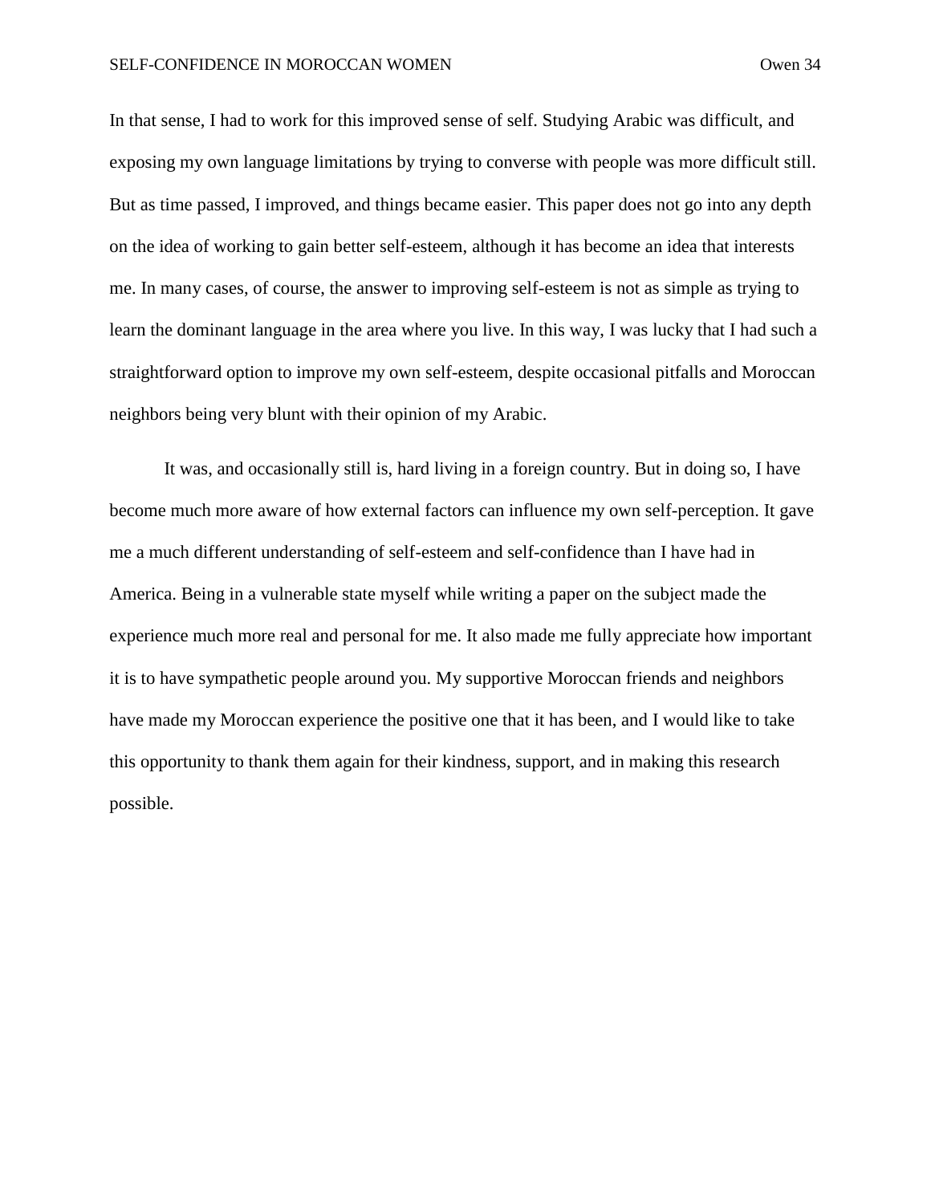In that sense, I had to work for this improved sense of self. Studying Arabic was difficult, and exposing my own language limitations by trying to converse with people was more difficult still. But as time passed, I improved, and things became easier. This paper does not go into any depth on the idea of working to gain better self-esteem, although it has become an idea that interests me. In many cases, of course, the answer to improving self-esteem is not as simple as trying to learn the dominant language in the area where you live. In this way, I was lucky that I had such a straightforward option to improve my own self-esteem, despite occasional pitfalls and Moroccan neighbors being very blunt with their opinion of my Arabic.

It was, and occasionally still is, hard living in a foreign country. But in doing so, I have become much more aware of how external factors can influence my own self-perception. It gave me a much different understanding of self-esteem and self-confidence than I have had in America. Being in a vulnerable state myself while writing a paper on the subject made the experience much more real and personal for me. It also made me fully appreciate how important it is to have sympathetic people around you. My supportive Moroccan friends and neighbors have made my Moroccan experience the positive one that it has been, and I would like to take this opportunity to thank them again for their kindness, support, and in making this research possible.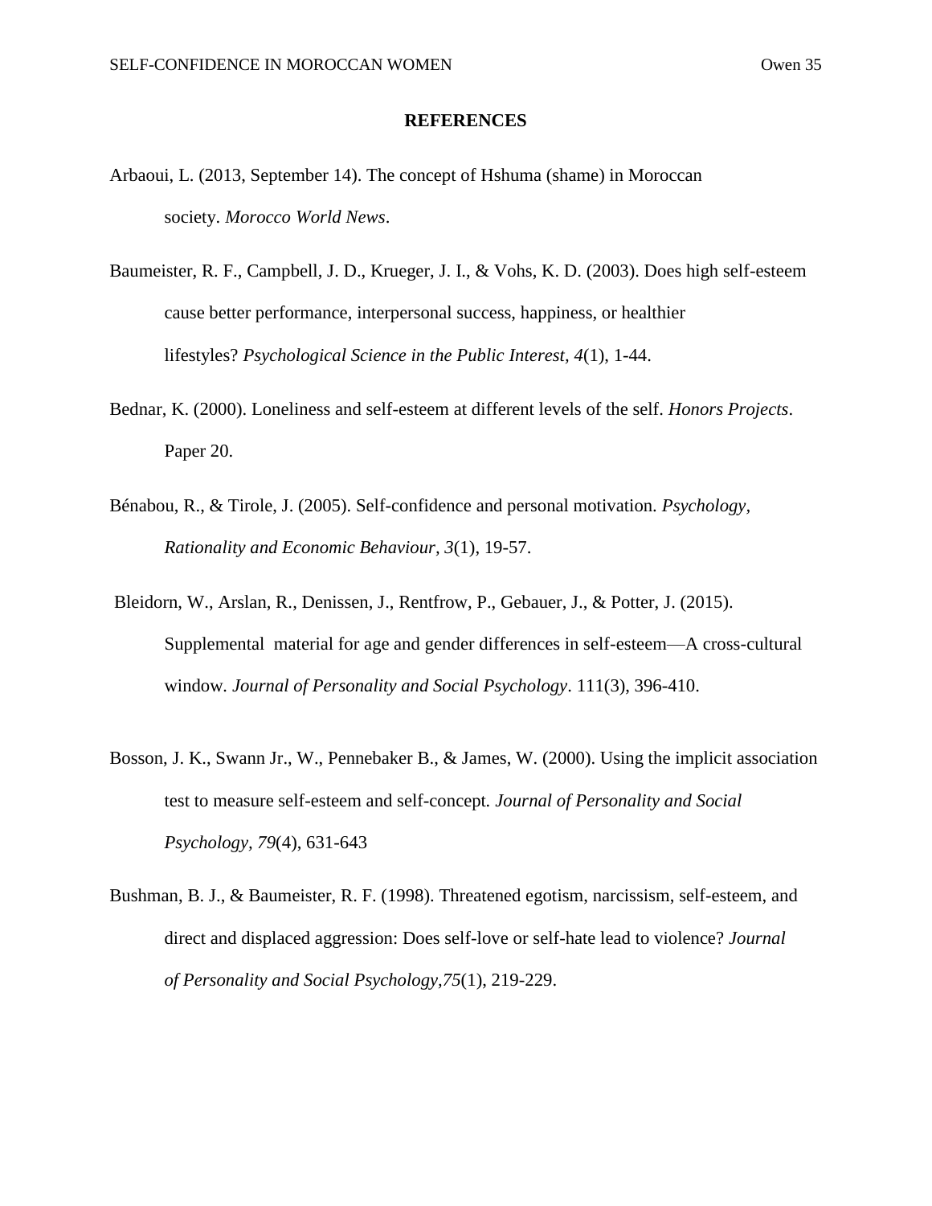# REFERENCES

Arbaoui, L. (2013, September 14). The concept of Hshuma (shame) in Moroccan society. *Morocco World News*.

Baumeister, R. F., Campbell, J. D., Krueger, J. I., & Vohs, K. D. (2003). Does high self-esteem cause better performance, interpersonal success, happiness, or healthier lifestyles? *Psychological Science in the Public Interest, 4*(1), 1-44.

Bednar, K. (2000). Loneliness and self-esteem at different levels of the self. *Honors Projects*. Paper 20.

Bénabou, R., & Tirole, J. (2005). Self-confidence and personal motivation. *Psychology, Rationality and Economic Behaviour, 3*(1), 19-57.

Bleidorn, W., Arslan, R., Denissen, J., Rentfrow, P., Gebauer, J., & Potter, J. (2015). Supplemental material for age and gender differences in self-esteem—A cross-cultural window. *Journal of Personality and Social Psychology*. 111(3), 396-410.

Bosson, J. K., Swann Jr., W., Pennebaker B., & James, W. (2000). Using the implicit association test to measure self-esteem and self-concept. *Journal of Personality and Social Psychology, 79*(4), 631-643

Bushman, B. J., & Baumeister, R. F. (1998). Threatened egotism, narcissism, self-esteem, and direct and displaced aggression: Does self-love or self-hate lead to violence? *Journal of Personality and Social Psychology,75*(1), 219-229.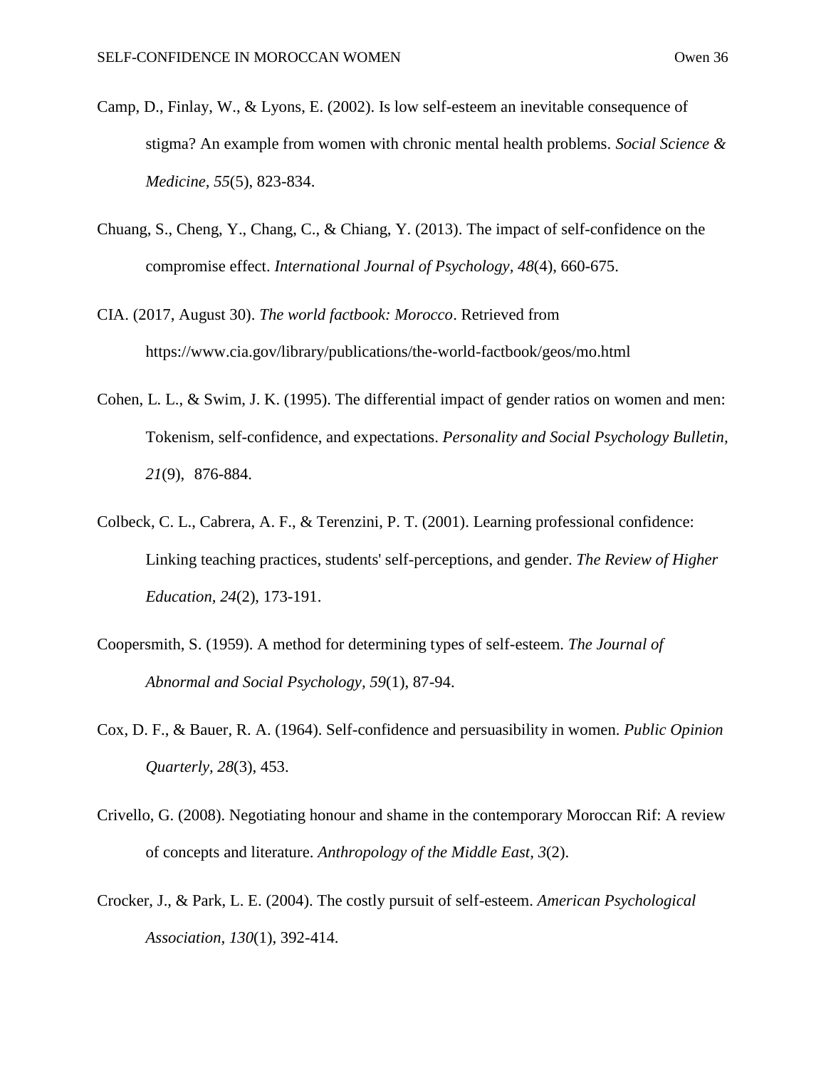Camp, D., Finlay, W., & Lyons, E. (2002). Is low self-esteem an inevitable consequence of stigma? An example from women with chronic mental health problems. *Social Science & Medicine, 55*(5), 823-834.

Chuang, S., Cheng, Y., Chang, C., & Chiang, Y. (2013). The impact of self-confidence on the compromise effect. *International Journal of Psychology, 48*(4), 660-675.

CIA. (2017, August 30). *The world factbook: Morocco*. Retrieved from https://www.cia.gov/library/publications/the-world-factbook/geos/mo.html

Cohen, L. L., & Swim, J. K. (1995). The differential impact of gender ratios on women and men: Tokenism, self-confidence, and expectations. *Personality and Social Psychology Bulletin, 21*(9), 876-884.

Colbeck, C. L., Cabrera, A. F., & Terenzini, P. T. (2001). Learning professional confidence: Linking teaching practices, students' self-perceptions, and gender. *The Review of Higher Education, 24*(2), 173-191.

Coopersmith, S. (1959). A method for determining types of self-esteem. *The Journal of Abnormal and Social Psychology, 59*(1), 87-94.

Cox, D. F., & Bauer, R. A. (1964). Self-confidence and persuasibility in women. *Public Opinion Quarterly, 28*(3), 453.

Crivello, G. (2008). Negotiating honour and shame in the contemporary Moroccan Rif: A review of concepts and literature. *Anthropology of the Middle East, 3*(2).

Crocker, J., & Park, L. E. (2004). The costly pursuit of self-esteem. *American Psychological Association, 130*(1), 392-414.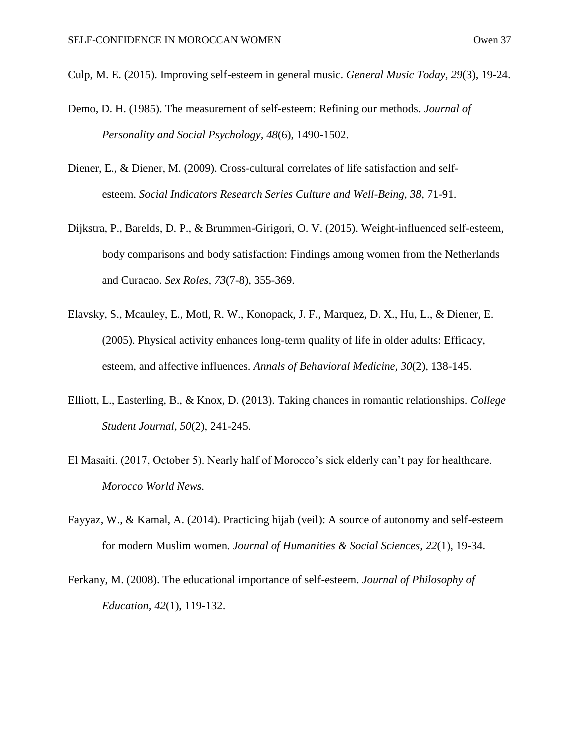Culp, M. E. (2015). Improving self-esteem in general music. *General Music Today, 29*(3), 19-24.

Demo, D. H. (1985). The measurement of self-esteem: Refining our methods. *Journal of Personality and Social Psychology, 48*(6), 1490-1502.

Diener, E., & Diener, M. (2009). Cross-cultural correlates of life satisfaction and self-esteem. *Social Indicators Research Series Culture and Well-Being, 38*, 71-91.

Dijkstra, P., Barelds, D. P., & Brummen-Girigori, O. V. (2015). Weight-influenced self-esteem, body comparisons and body satisfaction: Findings among women from the Netherlands and Curacao. *Sex Roles, 73*(7-8), 355-369.

Elavsky, S., Mcauley, E., Motl, R. W., Konopack, J. F., Marquez, D. X., Hu, L., & Diener, E. (2005). Physical activity enhances long-term quality of life in older adults: Efficacy, esteem, and affective influences. *Annals of Behavioral Medicine, 30*(2), 138-145.

Elliott, L., Easterling, B., & Knox, D. (2013). Taking chances in romantic relationships. *College Student Journal, 50*(2), 241-245.

El Masaiti. (2017, October 5). Nearly half of Morocco's sick elderly can't pay for healthcare. *Morocco World News.*

Fayyaz, W., & Kamal, A. (2014). Practicing hijab (veil): A source of autonomy and self-esteem for modern Muslim women*. Journal of Humanities & Social Sciences, 22*(1), 19-34.

Ferkany, M. (2008). The educational importance of self-esteem. *Journal of Philosophy of Education, 42*(1), 119-132.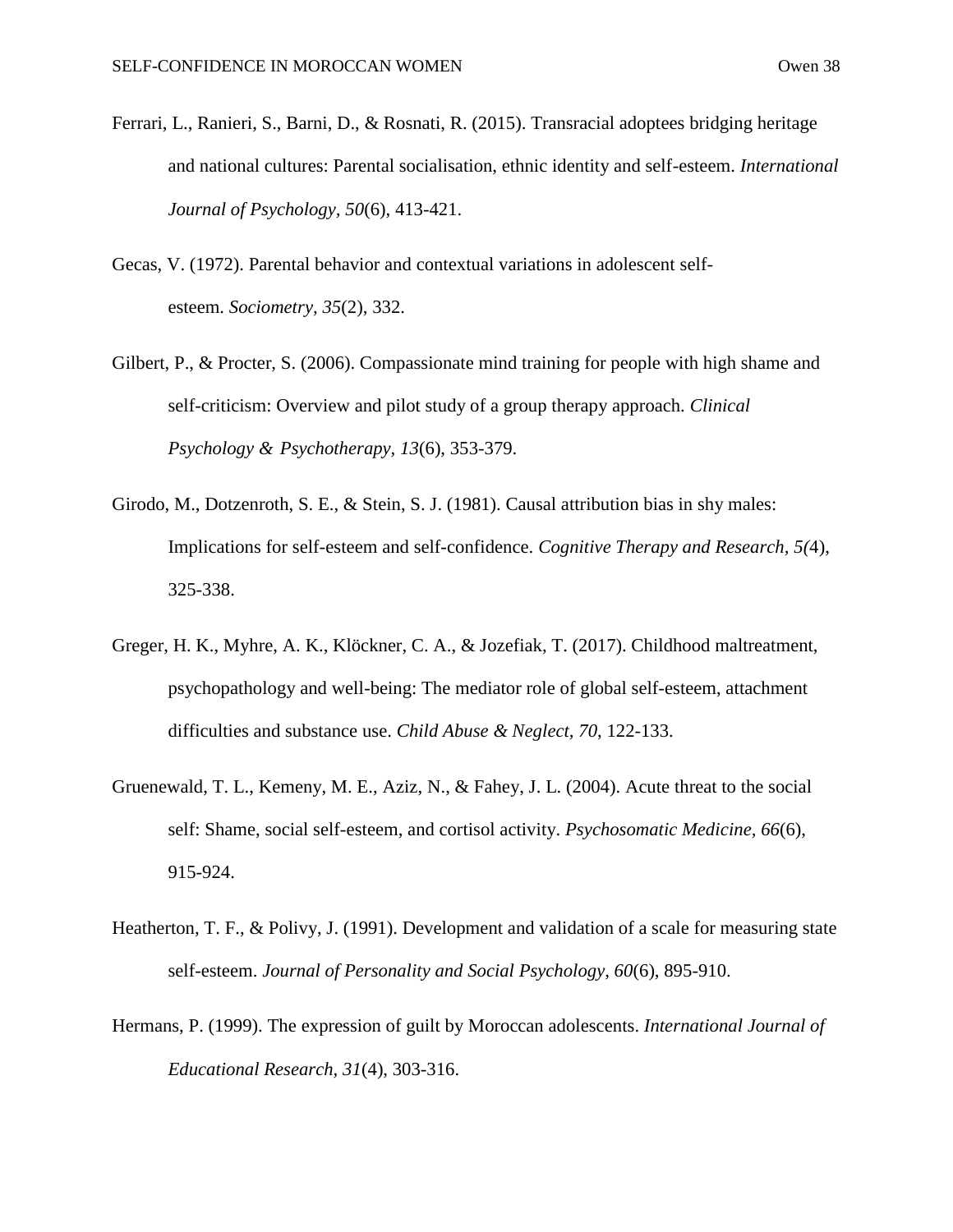Ferrari, L., Ranieri, S., Barni, D., & Rosnati, R. (2015). Transracial adoptees bridging heritage and national cultures: Parental socialisation, ethnic identity and self-esteem. *International Journal of Psychology*, *50*(6), 413-421.

Gecas, V. (1972). Parental behavior and contextual variations in adolescent self-esteem. *Sociometry, 35*(2), 332.

Gilbert, P., & Procter, S. (2006). Compassionate mind training for people with high shame and self-criticism: Overview and pilot study of a group therapy approach. *Clinical Psychology & Psychotherapy*, *13*(6), 353-379.

Girodo, M., Dotzenroth, S. E., & Stein, S. J. (1981). Causal attribution bias in shy males: Implications for self-esteem and self-confidence. *Cognitive Therapy and Research, 5(*4), 325-338.

Greger, H. K., Myhre, A. K., Klöckner, C. A., & Jozefiak, T. (2017). Childhood maltreatment, psychopathology and well-being: The mediator role of global self-esteem, attachment difficulties and substance use. *Child Abuse & Neglect, 70*, 122-133.

Gruenewald, T. L., Kemeny, M. E., Aziz, N., & Fahey, J. L. (2004). Acute threat to the social self: Shame, social self-esteem, and cortisol activity. *Psychosomatic Medicine, 66*(6), 915-924.

Heatherton, T. F., & Polivy, J. (1991). Development and validation of a scale for measuring state self-esteem. *Journal of Personality and Social Psychology, 60*(6), 895-910.

Hermans, P. (1999). The expression of guilt by Moroccan adolescents. *International Journal of Educational Research*, *31*(4), 303-316.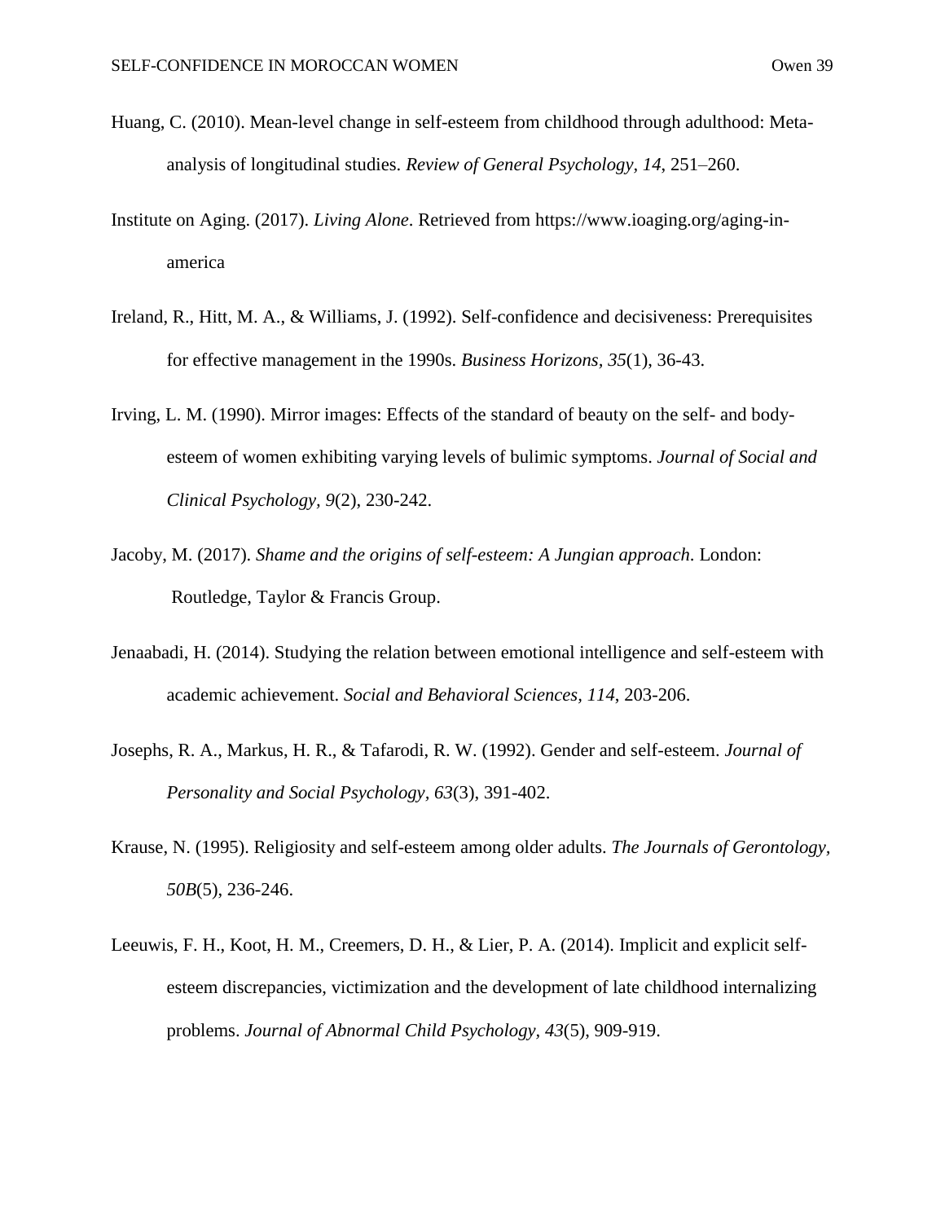Huang, C. (2010). Mean-level change in self-esteem from childhood through adulthood: Meta-analysis of longitudinal studies. *Review of General Psychology, 14*, 251–260.

Institute on Aging. (2017). *Living Alone*. Retrieved from https://www.ioaging.org/aging-in-america

Ireland, R., Hitt, M. A., & Williams, J. (1992). Self-confidence and decisiveness: Prerequisites for effective management in the 1990s. *Business Horizons, 35*(1), 36-43.

Irving, L. M. (1990). Mirror images: Effects of the standard of beauty on the self- and body-esteem of women exhibiting varying levels of bulimic symptoms. *Journal of Social and Clinical Psychology, 9*(2), 230-242.

Jacoby, M. (2017). *Shame and the origins of self-esteem: A Jungian approach*. London: Routledge, Taylor & Francis Group.

Jenaabadi, H. (2014). Studying the relation between emotional intelligence and self-esteem with academic achievement. *Social and Behavioral Sciences, 114*, 203-206.

Josephs, R. A., Markus, H. R., & Tafarodi, R. W. (1992). Gender and self-esteem. *Journal of Personality and Social Psychology, 63*(3), 391-402.

Krause, N. (1995). Religiosity and self-esteem among older adults. *The Journals of Gerontology, 50B*(5), 236-246.

Leeuwis, F. H., Koot, H. M., Creemers, D. H., & Lier, P. A. (2014). Implicit and explicit self-esteem discrepancies, victimization and the development of late childhood internalizing problems. *Journal of Abnormal Child Psychology, 43*(5), 909-919.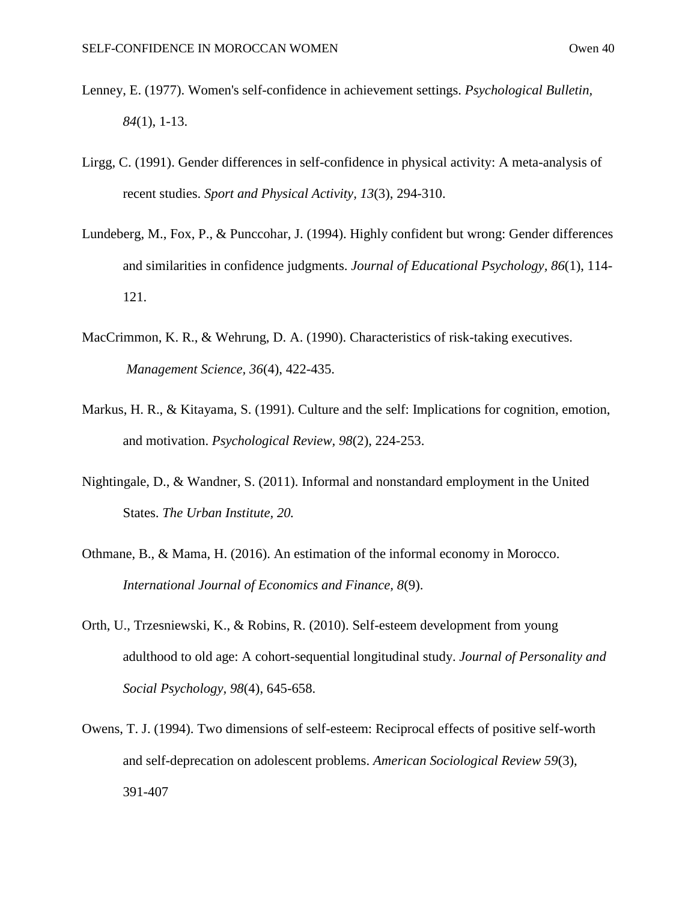Lenney, E. (1977). Women's self-confidence in achievement settings. *Psychological Bulletin*, *84*(1), 1-13.

Lirgg, C. (1991). Gender differences in self-confidence in physical activity: A meta-analysis of recent studies. *Sport and Physical Activity, 13*(3), 294-310.

Lundeberg, M., Fox, P., & Punccohar, J. (1994). Highly confident but wrong: Gender differences and similarities in confidence judgments. *Journal of Educational Psychology, 86*(1), 114-121.

MacCrimmon, K. R., & Wehrung, D. A. (1990). Characteristics of risk-taking executives. *Management Science, 36*(4), 422-435.

Markus, H. R., & Kitayama, S. (1991). Culture and the self: Implications for cognition, emotion, and motivation. *Psychological Review, 98*(2), 224-253.

Nightingale, D., & Wandner, S. (2011). Informal and nonstandard employment in the United States. *The Urban Institute, 20.*

Othmane, B., & Mama, H. (2016). An estimation of the informal economy in Morocco. *International Journal of Economics and Finance, 8*(9).

Orth, U., Trzesniewski, K., & Robins, R. (2010). Self-esteem development from young adulthood to old age: A cohort-sequential longitudinal study. *Journal of Personality and Social Psychology, 98*(4), 645-658.

Owens, T. J. (1994). Two dimensions of self-esteem: Reciprocal effects of positive self-worth and self-deprecation on adolescent problems. *American Sociological Review 59*(3), 391-407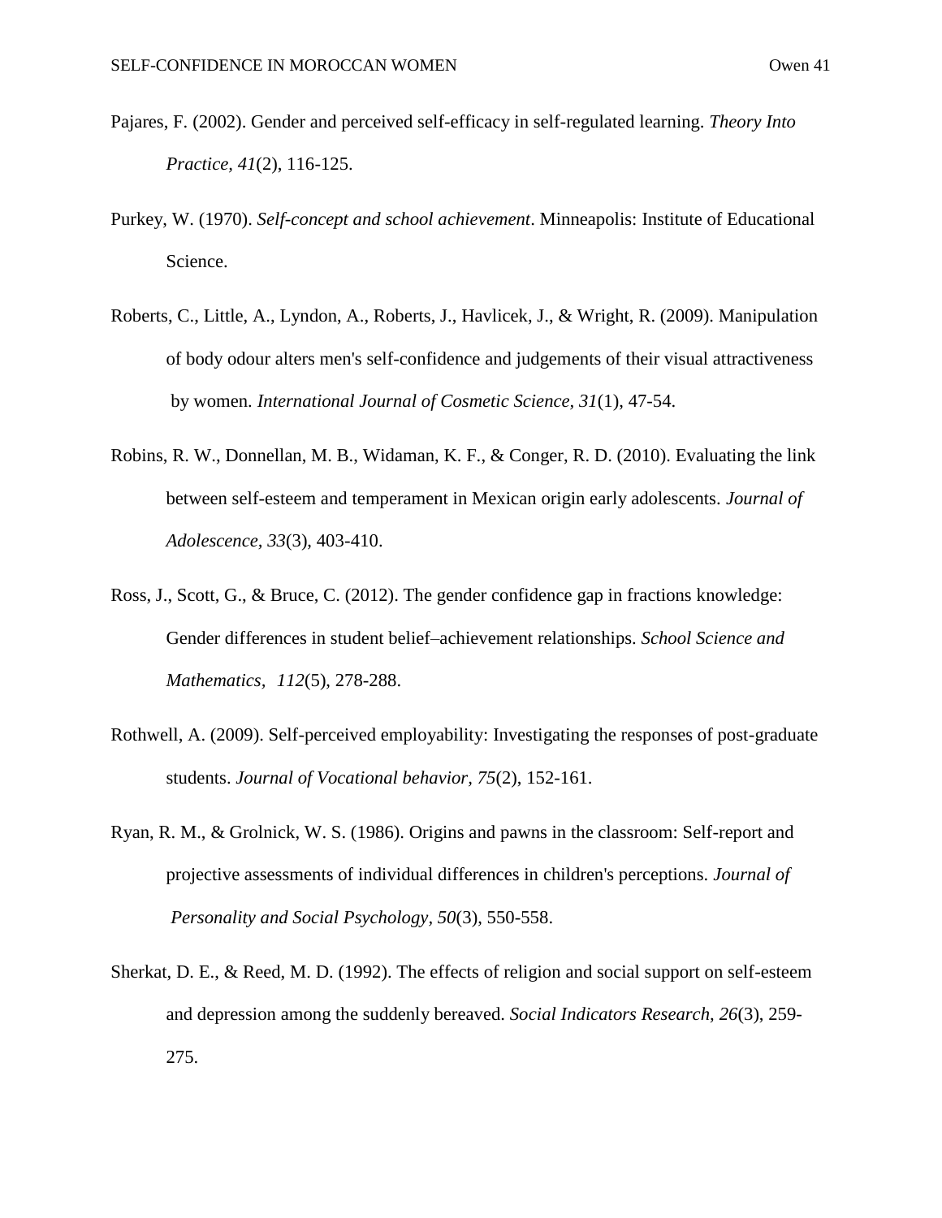Pajares, F. (2002). Gender and perceived self-efficacy in self-regulated learning. *Theory Into Practice, 41*(2), 116-125.

Purkey, W. (1970). *Self-concept and school achievement*. Minneapolis: Institute of Educational Science.

Roberts, C., Little, A., Lyndon, A., Roberts, J., Havlicek, J., & Wright, R. (2009). Manipulation of body odour alters men's self-confidence and judgements of their visual attractiveness by women. *International Journal of Cosmetic Science, 31*(1), 47-54.

Robins, R. W., Donnellan, M. B., Widaman, K. F., & Conger, R. D. (2010). Evaluating the link between self-esteem and temperament in Mexican origin early adolescents. *Journal of Adolescence, 33*(3), 403-410.

Ross, J., Scott, G., & Bruce, C. (2012). The gender confidence gap in fractions knowledge: Gender differences in student belief–achievement relationships. *School Science and Mathematics, 112*(5), 278-288.

Rothwell, A. (2009). Self-perceived employability: Investigating the responses of post-graduate students. *Journal of Vocational behavior, 75*(2), 152-161.

Ryan, R. M., & Grolnick, W. S. (1986). Origins and pawns in the classroom: Self-report and projective assessments of individual differences in children's perceptions. *Journal of Personality and Social Psychology, 50*(3), 550-558.

Sherkat, D. E., & Reed, M. D. (1992). The effects of religion and social support on self-esteem and depression among the suddenly bereaved. *Social Indicators Research, 26*(3), 259-275.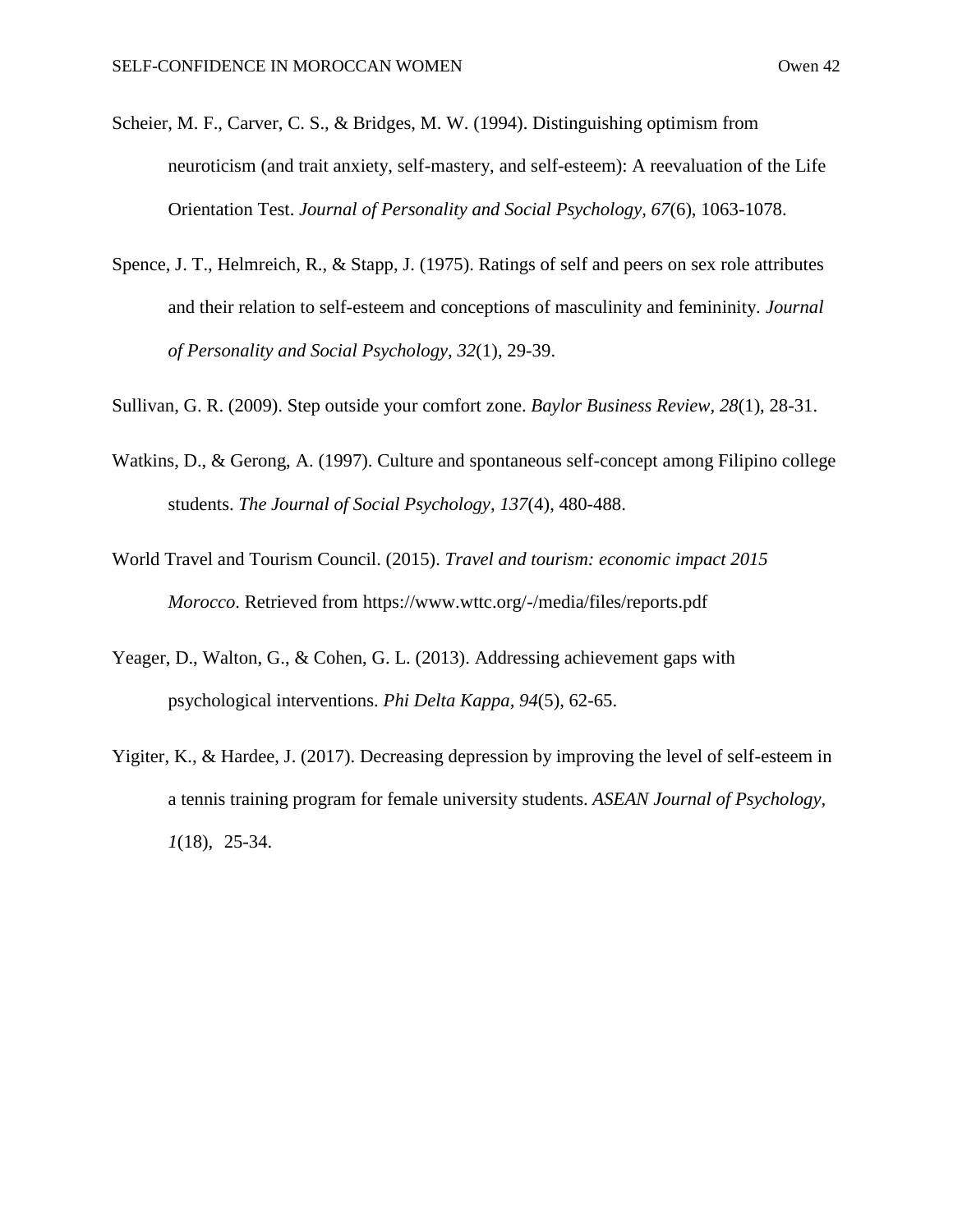Scheier, M. F., Carver, C. S., & Bridges, M. W. (1994). Distinguishing optimism from neuroticism (and trait anxiety, self-mastery, and self-esteem): A reevaluation of the Life Orientation Test. *Journal of Personality and Social Psychology, 67*(6), 1063-1078.

Spence, J. T., Helmreich, R., & Stapp, J. (1975). Ratings of self and peers on sex role attributes and their relation to self-esteem and conceptions of masculinity and femininity. *Journal of Personality and Social Psychology, 32*(1), 29-39.

Sullivan, G. R. (2009). Step outside your comfort zone. *Baylor Business Review, 28*(1), 28-31.

Watkins, D., & Gerong, A. (1997). Culture and spontaneous self-concept among Filipino college students. *The Journal of Social Psychology, 137*(4), 480-488.

World Travel and Tourism Council. (2015). *Travel and tourism: economic impact 2015 Morocco*. Retrieved from https://www.wttc.org/-/media/files/reports.pdf

Yeager, D., Walton, G., & Cohen, G. L. (2013). Addressing achievement gaps with psychological interventions. *Phi Delta Kappa, 94*(5), 62-65.

Yigiter, K., & Hardee, J. (2017). Decreasing depression by improving the level of self-esteem in a tennis training program for female university students. *ASEAN Journal of Psychology, 1*(18), 25-34.